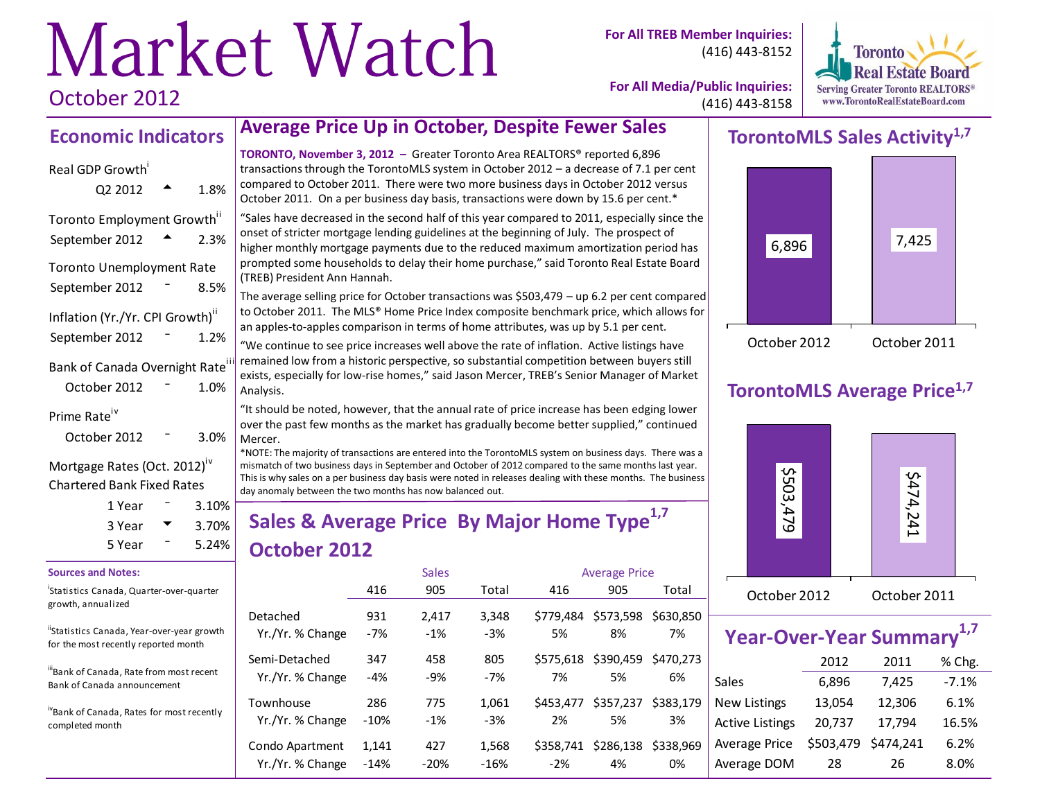# Market Watch

October 2012

**For All TREB Member Inquiries:** (416) 443-8152

**For All Media/Public Inquiries:** (416) 443-8158

Toronto Real Estate Board
Serving Greater Toronto REALTORS®
www.TorontoRealEstateBoard.com

## Economic Indicators

| Indicator | Period | | Value |
|---|---|---|---|
| Real GDP Growth[i] | Q2 2012 | ▲ | 1.8% |
| Toronto Employment Growth[ii] | September 2012 | ▲ | 2.3% |
| Toronto Unemployment Rate | September 2012 | – | 8.5% |
| Inflation (Yr./Yr. CPI Growth)[ii] | September 2012 | – | 1.2% |
| Bank of Canada Overnight Rate[iii] | October 2012 | – | 1.0% |
| Prime Rate[iv] | October 2012 | – | 3.0% |

Mortgage Rates (Oct. 2012)[iv]
Chartered Bank Fixed Rates

| Term | | Rate |
|---|---|---|
| 1 Year | – | 3.10% |
| 3 Year | ▼ | 3.70% |
| 5 Year | – | 5.24% |

**Sources and Notes:**

[i] Statistics Canada, Quarter-over-quarter growth, annualized

[ii] Statistics Canada, Year-over-year growth for the most recently reported month

[iii] Bank of Canada, Rate from most recent Bank of Canada announcement

[iv] Bank of Canada, Rates for most recently completed month

## Average Price Up in October, Despite Fewer Sales

**TORONTO, November 3, 2012 –** Greater Toronto Area REALTORS® reported 6,896 transactions through the TorontoMLS system in October 2012 – a decrease of 7.1 per cent compared to October 2011. There were two more business days in October 2012 versus October 2011. On a per business day basis, transactions were down by 15.6 per cent.*

"Sales have decreased in the second half of this year compared to 2011, especially since the onset of stricter mortgage lending guidelines at the beginning of July. The prospect of higher monthly mortgage payments due to the reduced maximum amortization period has prompted some households to delay their home purchase," said Toronto Real Estate Board (TREB) President Ann Hannah.

The average selling price for October transactions was $503,479 – up 6.2 per cent compared to October 2011. The MLS® Home Price Index composite benchmark price, which allows for an apples-to-apples comparison in terms of home attributes, was up by 5.1 per cent.

"We continue to see price increases well above the rate of inflation. Active listings have remained low from a historic perspective, so substantial competition between buyers still exists, especially for low-rise homes," said Jason Mercer, TREB's Senior Manager of Market Analysis.

"It should be noted, however, that the annual rate of price increase has been edging lower over the past few months as the market has gradually become better supplied," continued Mercer.

*NOTE: The majority of transactions are entered into the TorontoMLS system on business days. There was a mismatch of two business days in September and October of 2012 compared to the same months last year. This is why sales on a per business day basis were noted in releases dealing with these months. The business day anomaly between the two months has now balanced out.

## Sales & Average Price By Major Home Type[1,7] October 2012

| | Sales | | | Average Price | | |
|---|---|---|---|---|---|---|
| | 416 | 905 | Total | 416 | 905 | Total |
| Detached | 931 | 2,417 | 3,348 | $779,484 | $573,598 | $630,850 |
| Yr./Yr. % Change | -7% | -1% | -3% | 5% | 8% | 7% |
| Semi-Detached | 347 | 458 | 805 | $575,618 | $390,459 | $470,273 |
| Yr./Yr. % Change | -4% | -9% | -7% | 7% | 5% | 6% |
| Townhouse | 286 | 775 | 1,061 | $453,477 | $357,237 | $383,179 |
| Yr./Yr. % Change | -10% | -1% | -3% | 2% | 5% | 3% |
| Condo Apartment | 1,141 | 427 | 1,568 | $358,741 | $286,138 | $338,969 |
| Yr./Yr. % Change | -14% | -20% | -16% | -2% | 4% | 0% |

## TorontoMLS Sales Activity[1,7]

| October 2012 | October 2011 |
|---|---|
| 6,896 | 7,425 |

## TorontoMLS Average Price[1,7]

| October 2012 | October 2011 |
|---|---|
| $503,479 | $474,241 |

## Year-Over-Year Summary[1,7]

| | 2012 | 2011 | % Chg. |
|---|---|---|---|
| Sales | 6,896 | 7,425 | -7.1% |
| New Listings | 13,054 | 12,306 | 6.1% |
| Active Listings | 20,737 | 17,794 | 16.5% |
| Average Price | $503,479 | $474,241 | 6.2% |
| Average DOM | 28 | 26 | 8.0% |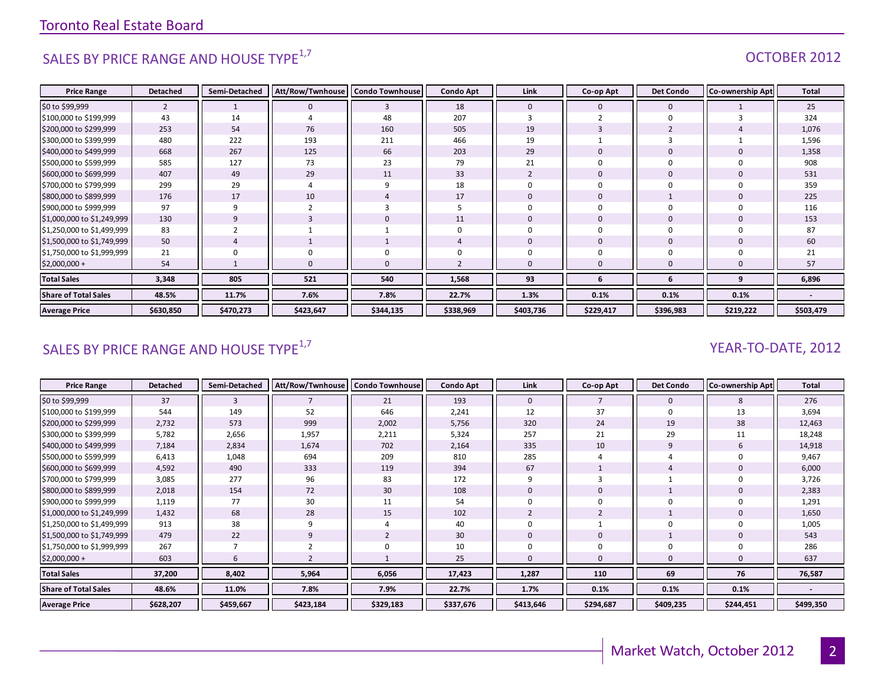Toronto Real Estate Board

## SALES BY PRICE RANGE AND HOUSE TYPE[1,7]

OCTOBER 2012

| Price Range | Detached | Semi-Detached | Att/Row/Twnhouse | Condo Townhouse | Condo Apt | Link | Co-op Apt | Det Condo | Co-ownership Apt | Total |
|---|---|---|---|---|---|---|---|---|---|---|
| $0 to $99,999 | 2 | 1 | 0 | 3 | 18 | 0 | 0 | 0 | 1 | 25 |
| $100,000 to $199,999 | 43 | 14 | 4 | 48 | 207 | 3 | 2 | 0 | 3 | 324 |
| $200,000 to $299,999 | 253 | 54 | 76 | 160 | 505 | 19 | 3 | 2 | 4 | 1,076 |
| $300,000 to $399,999 | 480 | 222 | 193 | 211 | 466 | 19 | 1 | 3 | 1 | 1,596 |
| $400,000 to $499,999 | 668 | 267 | 125 | 66 | 203 | 29 | 0 | 0 | 0 | 1,358 |
| $500,000 to $599,999 | 585 | 127 | 73 | 23 | 79 | 21 | 0 | 0 | 0 | 908 |
| $600,000 to $699,999 | 407 | 49 | 29 | 11 | 33 | 2 | 0 | 0 | 0 | 531 |
| $700,000 to $799,999 | 299 | 29 | 4 | 9 | 18 | 0 | 0 | 0 | 0 | 359 |
| $800,000 to $899,999 | 176 | 17 | 10 | 4 | 17 | 0 | 0 | 1 | 0 | 225 |
| $900,000 to $999,999 | 97 | 9 | 2 | 3 | 5 | 0 | 0 | 0 | 0 | 116 |
| $1,000,000 to $1,249,999 | 130 | 9 | 3 | 0 | 11 | 0 | 0 | 0 | 0 | 153 |
| $1,250,000 to $1,499,999 | 83 | 2 | 1 | 1 | 0 | 0 | 0 | 0 | 0 | 87 |
| $1,500,000 to $1,749,999 | 50 | 4 | 1 | 1 | 4 | 0 | 0 | 0 | 0 | 60 |
| $1,750,000 to $1,999,999 | 21 | 0 | 0 | 0 | 0 | 0 | 0 | 0 | 0 | 21 |
| $2,000,000 + | 54 | 1 | 0 | 0 | 2 | 0 | 0 | 0 | 0 | 57 |
| **Total Sales** | **3,348** | **805** | **521** | **540** | **1,568** | **93** | **6** | **6** | **9** | **6,896** |
| **Share of Total Sales** | **48.5%** | **11.7%** | **7.6%** | **7.8%** | **22.7%** | **1.3%** | **0.1%** | **0.1%** | **0.1%** | **-** |
| **Average Price** | **$630,850** | **$470,273** | **$423,647** | **$344,135** | **$338,969** | **$403,736** | **$229,417** | **$396,983** | **$219,222** | **$503,479** |

## SALES BY PRICE RANGE AND HOUSE TYPE[1,7]

YEAR-TO-DATE, 2012

| Price Range | Detached | Semi-Detached | Att/Row/Twnhouse | Condo Townhouse | Condo Apt | Link | Co-op Apt | Det Condo | Co-ownership Apt | Total |
|---|---|---|---|---|---|---|---|---|---|---|
| $0 to $99,999 | 37 | 3 | 7 | 21 | 193 | 0 | 7 | 0 | 8 | 276 |
| $100,000 to $199,999 | 544 | 149 | 52 | 646 | 2,241 | 12 | 37 | 0 | 13 | 3,694 |
| $200,000 to $299,999 | 2,732 | 573 | 999 | 2,002 | 5,756 | 320 | 24 | 19 | 38 | 12,463 |
| $300,000 to $399,999 | 5,782 | 2,656 | 1,957 | 2,211 | 5,324 | 257 | 21 | 29 | 11 | 18,248 |
| $400,000 to $499,999 | 7,184 | 2,834 | 1,674 | 702 | 2,164 | 335 | 10 | 9 | 6 | 14,918 |
| $500,000 to $599,999 | 6,413 | 1,048 | 694 | 209 | 810 | 285 | 4 | 4 | 0 | 9,467 |
| $600,000 to $699,999 | 4,592 | 490 | 333 | 119 | 394 | 67 | 1 | 4 | 0 | 6,000 |
| $700,000 to $799,999 | 3,085 | 277 | 96 | 83 | 172 | 9 | 3 | 1 | 0 | 3,726 |
| $800,000 to $899,999 | 2,018 | 154 | 72 | 30 | 108 | 0 | 0 | 1 | 0 | 2,383 |
| $900,000 to $999,999 | 1,119 | 77 | 30 | 11 | 54 | 0 | 0 | 0 | 0 | 1,291 |
| $1,000,000 to $1,249,999 | 1,432 | 68 | 28 | 15 | 102 | 2 | 2 | 1 | 0 | 1,650 |
| $1,250,000 to $1,499,999 | 913 | 38 | 9 | 4 | 40 | 0 | 1 | 0 | 0 | 1,005 |
| $1,500,000 to $1,749,999 | 479 | 22 | 9 | 2 | 30 | 0 | 0 | 1 | 0 | 543 |
| $1,750,000 to $1,999,999 | 267 | 7 | 2 | 0 | 10 | 0 | 0 | 0 | 0 | 286 |
| $2,000,000 + | 603 | 6 | 2 | 1 | 25 | 0 | 0 | 0 | 0 | 637 |
| **Total Sales** | **37,200** | **8,402** | **5,964** | **6,056** | **17,423** | **1,287** | **110** | **69** | **76** | **76,587** |
| **Share of Total Sales** | **48.6%** | **11.0%** | **7.8%** | **7.9%** | **22.7%** | **1.7%** | **0.1%** | **0.1%** | **0.1%** | **-** |
| **Average Price** | **$628,207** | **$459,667** | **$423,184** | **$329,183** | **$337,676** | **$413,646** | **$294,687** | **$409,235** | **$244,451** | **$499,350** |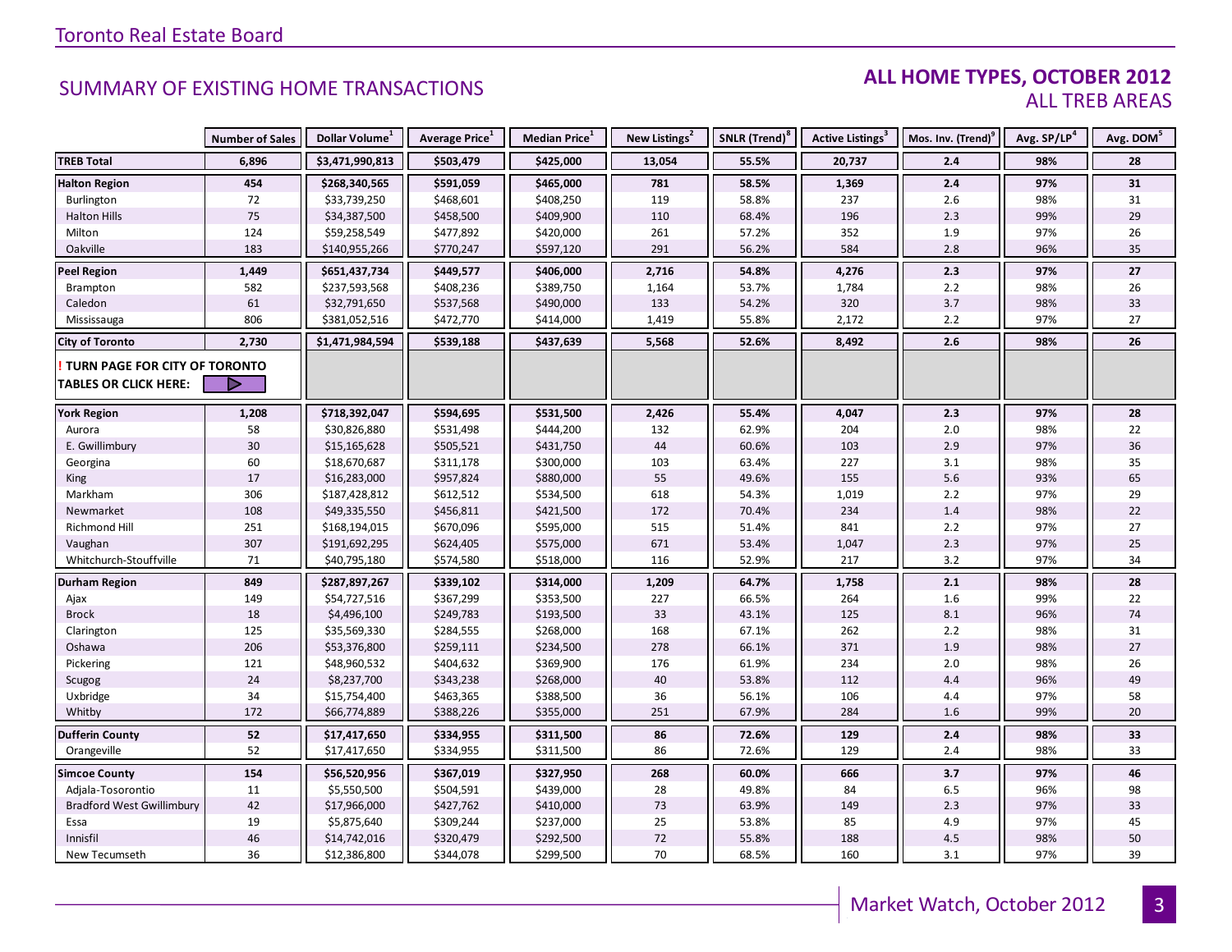Toronto Real Estate Board

## SUMMARY OF EXISTING HOME TRANSACTIONS

### ALL HOME TYPES, OCTOBER 2012
ALL TREB AREAS

| | Number of Sales | Dollar Volume[1] | Average Price[1] | Median Price[1] | New Listings[2] | SNLR (Trend)[8] | Active Listings[3] | Mos. Inv. (Trend)[9] | Avg. SP/LP[4] | Avg. DOM[5] |
|---|---|---|---|---|---|---|---|---|---|---|
| **TREB Total** | **6,896** | **$3,471,990,813** | **$503,479** | **$425,000** | **13,054** | **55.5%** | **20,737** | **2.4** | **98%** | **28** |
| **Halton Region** | **454** | **$268,340,565** | **$591,059** | **$465,000** | **781** | **58.5%** | **1,369** | **2.4** | **97%** | **31** |
| Burlington | 72 | $33,739,250 | $468,601 | $408,250 | 119 | 58.8% | 237 | 2.6 | 98% | 31 |
| Halton Hills | 75 | $34,387,500 | $458,500 | $409,900 | 110 | 68.4% | 196 | 2.3 | 99% | 29 |
| Milton | 124 | $59,258,549 | $477,892 | $420,000 | 261 | 57.2% | 352 | 1.9 | 97% | 26 |
| Oakville | 183 | $140,955,266 | $770,247 | $597,120 | 291 | 56.2% | 584 | 2.8 | 96% | 35 |
| **Peel Region** | **1,449** | **$651,437,734** | **$449,577** | **$406,000** | **2,716** | **54.8%** | **4,276** | **2.3** | **97%** | **27** |
| Brampton | 582 | $237,593,568 | $408,236 | $389,750 | 1,164 | 53.7% | 1,784 | 2.2 | 98% | 26 |
| Caledon | 61 | $32,791,650 | $537,568 | $490,000 | 133 | 54.2% | 320 | 3.7 | 98% | 33 |
| Mississauga | 806 | $381,052,516 | $472,770 | $414,000 | 1,419 | 55.8% | 2,172 | 2.2 | 97% | 27 |
| **City of Toronto** | **2,730** | **$1,471,984,594** | **$539,188** | **$437,639** | **5,568** | **52.6%** | **8,492** | **2.6** | **98%** | **26** |
| **! TURN PAGE FOR CITY OF TORONTO TABLES OR CLICK HERE:** | | | | | | | | | | |
| **York Region** | **1,208** | **$718,392,047** | **$594,695** | **$531,500** | **2,426** | **55.4%** | **4,047** | **2.3** | **97%** | **28** |
| Aurora | 58 | $30,826,880 | $531,498 | $444,200 | 132 | 62.9% | 204 | 2.0 | 98% | 22 |
| E. Gwillimbury | 30 | $15,165,628 | $505,521 | $431,750 | 44 | 60.6% | 103 | 2.9 | 97% | 36 |
| Georgina | 60 | $18,670,687 | $311,178 | $300,000 | 103 | 63.4% | 227 | 3.1 | 98% | 35 |
| King | 17 | $16,283,000 | $957,824 | $880,000 | 55 | 49.6% | 155 | 5.6 | 93% | 65 |
| Markham | 306 | $187,428,812 | $612,512 | $534,500 | 618 | 54.3% | 1,019 | 2.2 | 97% | 29 |
| Newmarket | 108 | $49,335,550 | $456,811 | $421,500 | 172 | 70.4% | 234 | 1.4 | 98% | 22 |
| Richmond Hill | 251 | $168,194,015 | $670,096 | $595,000 | 515 | 51.4% | 841 | 2.2 | 97% | 27 |
| Vaughan | 307 | $191,692,295 | $624,405 | $575,000 | 671 | 53.4% | 1,047 | 2.3 | 97% | 25 |
| Whitchurch-Stouffville | 71 | $40,795,180 | $574,580 | $518,000 | 116 | 52.9% | 217 | 3.2 | 97% | 34 |
| **Durham Region** | **849** | **$287,897,267** | **$339,102** | **$314,000** | **1,209** | **64.7%** | **1,758** | **2.1** | **98%** | **28** |
| Ajax | 149 | $54,727,516 | $367,299 | $353,500 | 227 | 66.5% | 264 | 1.6 | 99% | 22 |
| Brock | 18 | $4,496,100 | $249,783 | $193,500 | 33 | 43.1% | 125 | 8.1 | 96% | 74 |
| Clarington | 125 | $35,569,330 | $284,555 | $268,000 | 168 | 67.1% | 262 | 2.2 | 98% | 31 |
| Oshawa | 206 | $53,376,800 | $259,111 | $234,500 | 278 | 66.1% | 371 | 1.9 | 98% | 27 |
| Pickering | 121 | $48,960,532 | $404,632 | $369,900 | 176 | 61.9% | 234 | 2.0 | 98% | 26 |
| Scugog | 24 | $8,237,700 | $343,238 | $268,000 | 40 | 53.8% | 112 | 4.4 | 96% | 49 |
| Uxbridge | 34 | $15,754,400 | $463,365 | $388,500 | 36 | 56.1% | 106 | 4.4 | 97% | 58 |
| Whitby | 172 | $66,774,889 | $388,226 | $355,000 | 251 | 67.9% | 284 | 1.6 | 99% | 20 |
| **Dufferin County** | **52** | **$17,417,650** | **$334,955** | **$311,500** | **86** | **72.6%** | **129** | **2.4** | **98%** | **33** |
| Orangeville | 52 | $17,417,650 | $334,955 | $311,500 | 86 | 72.6% | 129 | 2.4 | 98% | 33 |
| **Simcoe County** | **154** | **$56,520,956** | **$367,019** | **$327,950** | **268** | **60.0%** | **666** | **3.7** | **97%** | **46** |
| Adjala-Tosorontio | 11 | $5,550,500 | $504,591 | $439,000 | 28 | 49.8% | 84 | 6.5 | 96% | 98 |
| Bradford West Gwillimbury | 42 | $17,966,000 | $427,762 | $410,000 | 73 | 63.9% | 149 | 2.3 | 97% | 33 |
| Essa | 19 | $5,875,640 | $309,244 | $237,000 | 25 | 53.8% | 85 | 4.9 | 97% | 45 |
| Innisfil | 46 | $14,742,016 | $320,479 | $292,500 | 72 | 55.8% | 188 | 4.5 | 98% | 50 |
| New Tecumseth | 36 | $12,386,800 | $344,078 | $299,500 | 70 | 68.5% | 160 | 3.1 | 97% | 39 |

Market Watch, October 2012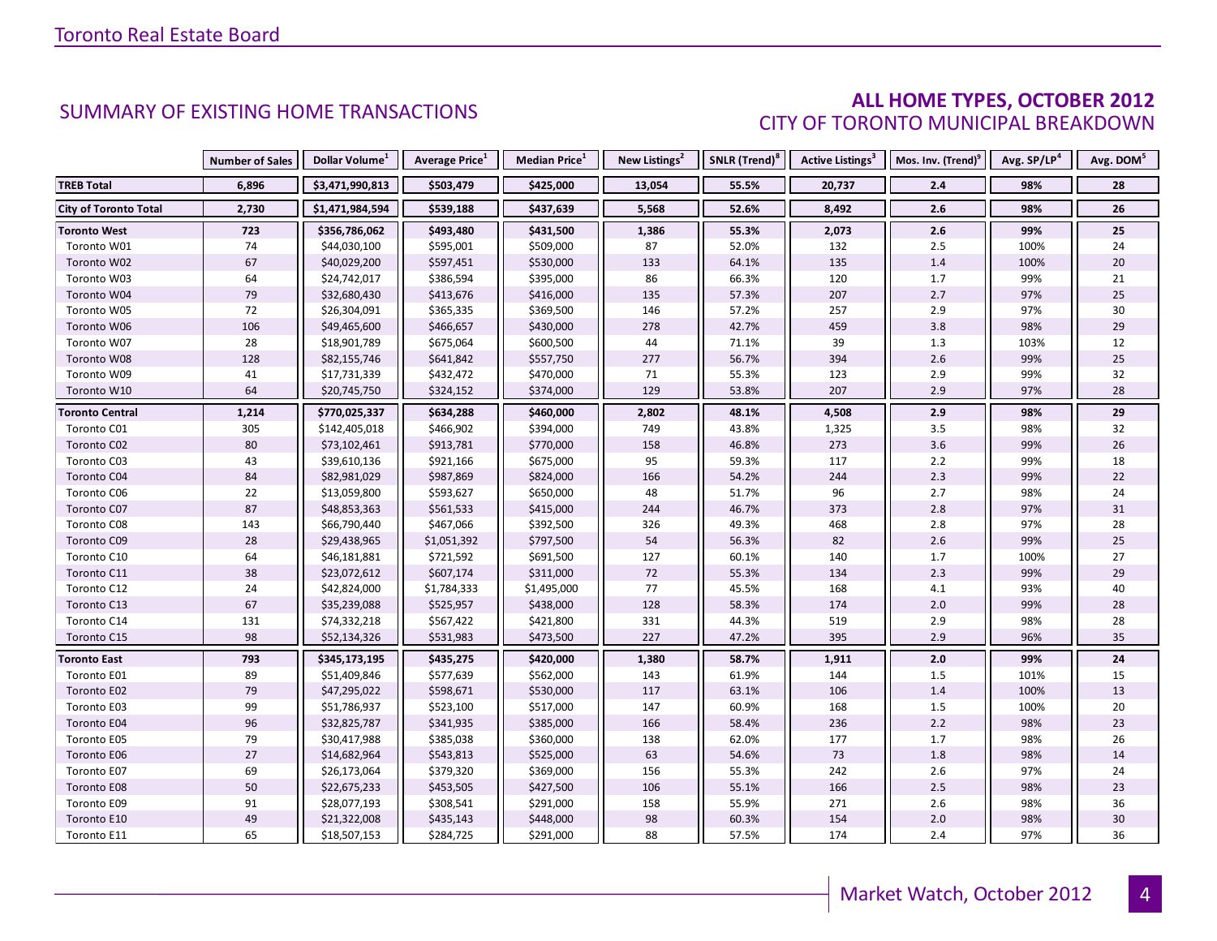## SUMMARY OF EXISTING HOME TRANSACTIONS

## ALL HOME TYPES, OCTOBER 2012
### CITY OF TORONTO MUNICIPAL BREAKDOWN

| | Number of Sales | Dollar Volume[1] | Average Price[1] | Median Price[1] | New Listings[2] | SNLR (Trend)[8] | Active Listings[3] | Mos. Inv. (Trend)[9] | Avg. SP/LP[4] | Avg. DOM[5] |
|---|---|---|---|---|---|---|---|---|---|---|
| **TREB Total** | **6,896** | **$3,471,990,813** | **$503,479** | **$425,000** | **13,054** | **55.5%** | **20,737** | **2.4** | **98%** | **28** |
| **City of Toronto Total** | **2,730** | **$1,471,984,594** | **$539,188** | **$437,639** | **5,568** | **52.6%** | **8,492** | **2.6** | **98%** | **26** |
| **Toronto West** | **723** | **$356,786,062** | **$493,480** | **$431,500** | **1,386** | **55.3%** | **2,073** | **2.6** | **99%** | **25** |
| Toronto W01 | 74 | $44,030,100 | $595,001 | $509,000 | 87 | 52.0% | 132 | 2.5 | 100% | 24 |
| Toronto W02 | 67 | $40,029,200 | $597,451 | $530,000 | 133 | 64.1% | 135 | 1.4 | 100% | 20 |
| Toronto W03 | 64 | $24,742,017 | $386,594 | $395,000 | 86 | 66.3% | 120 | 1.7 | 99% | 21 |
| Toronto W04 | 79 | $32,680,430 | $413,676 | $416,000 | 135 | 57.3% | 207 | 2.7 | 97% | 25 |
| Toronto W05 | 72 | $26,304,091 | $365,335 | $369,500 | 146 | 57.2% | 257 | 2.9 | 97% | 30 |
| Toronto W06 | 106 | $49,465,600 | $466,657 | $430,000 | 278 | 42.7% | 459 | 3.8 | 98% | 29 |
| Toronto W07 | 28 | $18,901,789 | $675,064 | $600,500 | 44 | 71.1% | 39 | 1.3 | 103% | 12 |
| Toronto W08 | 128 | $82,155,746 | $641,842 | $557,750 | 277 | 56.7% | 394 | 2.6 | 99% | 25 |
| Toronto W09 | 41 | $17,731,339 | $432,472 | $470,000 | 71 | 55.3% | 123 | 2.9 | 99% | 32 |
| Toronto W10 | 64 | $20,745,750 | $324,152 | $374,000 | 129 | 53.8% | 207 | 2.9 | 97% | 28 |
| **Toronto Central** | **1,214** | **$770,025,337** | **$634,288** | **$460,000** | **2,802** | **48.1%** | **4,508** | **2.9** | **98%** | **29** |
| Toronto C01 | 305 | $142,405,018 | $466,902 | $394,000 | 749 | 43.8% | 1,325 | 3.5 | 98% | 32 |
| Toronto C02 | 80 | $73,102,461 | $913,781 | $770,000 | 158 | 46.8% | 273 | 3.6 | 99% | 26 |
| Toronto C03 | 43 | $39,610,136 | $921,166 | $675,000 | 95 | 59.3% | 117 | 2.2 | 99% | 18 |
| Toronto C04 | 84 | $82,981,029 | $987,869 | $824,000 | 166 | 54.2% | 244 | 2.3 | 99% | 22 |
| Toronto C06 | 22 | $13,059,800 | $593,627 | $650,000 | 48 | 51.7% | 96 | 2.7 | 98% | 24 |
| Toronto C07 | 87 | $48,853,363 | $561,533 | $415,000 | 244 | 46.7% | 373 | 2.8 | 97% | 31 |
| Toronto C08 | 143 | $66,790,440 | $467,066 | $392,500 | 326 | 49.3% | 468 | 2.8 | 97% | 28 |
| Toronto C09 | 28 | $29,438,965 | $1,051,392 | $797,500 | 54 | 56.3% | 82 | 2.6 | 99% | 25 |
| Toronto C10 | 64 | $46,181,881 | $721,592 | $691,500 | 127 | 60.1% | 140 | 1.7 | 100% | 27 |
| Toronto C11 | 38 | $23,072,612 | $607,174 | $311,000 | 72 | 55.3% | 134 | 2.3 | 99% | 29 |
| Toronto C12 | 24 | $42,824,000 | $1,784,333 | $1,495,000 | 77 | 45.5% | 168 | 4.1 | 93% | 40 |
| Toronto C13 | 67 | $35,239,088 | $525,957 | $438,000 | 128 | 58.3% | 174 | 2.0 | 99% | 28 |
| Toronto C14 | 131 | $74,332,218 | $567,422 | $421,800 | 331 | 44.3% | 519 | 2.9 | 98% | 28 |
| Toronto C15 | 98 | $52,134,326 | $531,983 | $473,500 | 227 | 47.2% | 395 | 2.9 | 96% | 35 |
| **Toronto East** | **793** | **$345,173,195** | **$435,275** | **$420,000** | **1,380** | **58.7%** | **1,911** | **2.0** | **99%** | **24** |
| Toronto E01 | 89 | $51,409,846 | $577,639 | $562,000 | 143 | 61.9% | 144 | 1.5 | 101% | 15 |
| Toronto E02 | 79 | $47,295,022 | $598,671 | $530,000 | 117 | 63.1% | 106 | 1.4 | 100% | 13 |
| Toronto E03 | 99 | $51,786,937 | $523,100 | $517,000 | 147 | 60.9% | 168 | 1.5 | 100% | 20 |
| Toronto E04 | 96 | $32,825,787 | $341,935 | $385,000 | 166 | 58.4% | 236 | 2.2 | 98% | 23 |
| Toronto E05 | 79 | $30,417,988 | $385,038 | $360,000 | 138 | 62.0% | 177 | 1.7 | 98% | 26 |
| Toronto E06 | 27 | $14,682,964 | $543,813 | $525,000 | 63 | 54.6% | 73 | 1.8 | 98% | 14 |
| Toronto E07 | 69 | $26,173,064 | $379,320 | $369,000 | 156 | 55.3% | 242 | 2.6 | 97% | 24 |
| Toronto E08 | 50 | $22,675,233 | $453,505 | $427,500 | 106 | 55.1% | 166 | 2.5 | 98% | 23 |
| Toronto E09 | 91 | $28,077,193 | $308,541 | $291,000 | 158 | 55.9% | 271 | 2.6 | 98% | 36 |
| Toronto E10 | 49 | $21,322,008 | $435,143 | $448,000 | 98 | 60.3% | 154 | 2.0 | 98% | 30 |
| Toronto E11 | 65 | $18,507,153 | $284,725 | $291,000 | 88 | 57.5% | 174 | 2.4 | 97% | 36 |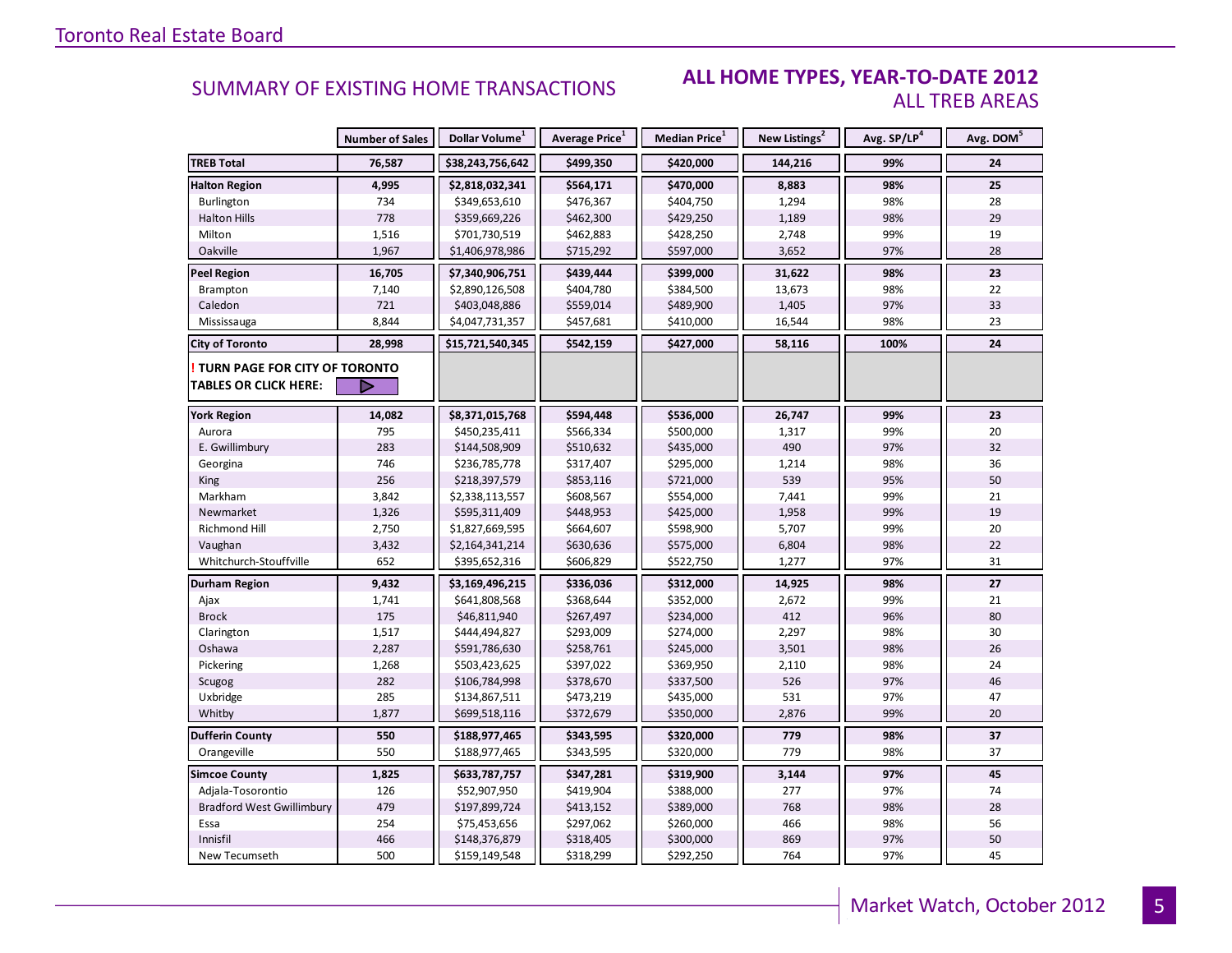## SUMMARY OF EXISTING HOME TRANSACTIONS

### ALL HOME TYPES, YEAR-TO-DATE 2012
### ALL TREB AREAS

| | Number of Sales | Dollar Volume[1] | Average Price[1] | Median Price[1] | New Listings[2] | Avg. SP/LP[4] | Avg. DOM[5] |
|---|---|---|---|---|---|---|---|
| **TREB Total** | **76,587** | **$38,243,756,642** | **$499,350** | **$420,000** | **144,216** | **99%** | **24** |
| **Halton Region** | **4,995** | **$2,818,032,341** | **$564,171** | **$470,000** | **8,883** | **98%** | **25** |
| Burlington | 734 | $349,653,610 | $476,367 | $404,750 | 1,294 | 98% | 28 |
| Halton Hills | 778 | $359,669,226 | $462,300 | $429,250 | 1,189 | 98% | 29 |
| Milton | 1,516 | $701,730,519 | $462,883 | $428,250 | 2,748 | 99% | 19 |
| Oakville | 1,967 | $1,406,978,986 | $715,292 | $597,000 | 3,652 | 97% | 28 |
| **Peel Region** | **16,705** | **$7,340,906,751** | **$439,444** | **$399,000** | **31,622** | **98%** | **23** |
| Brampton | 7,140 | $2,890,126,508 | $404,780 | $384,500 | 13,673 | 98% | 22 |
| Caledon | 721 | $403,048,886 | $559,014 | $489,900 | 1,405 | 97% | 33 |
| Mississauga | 8,844 | $4,047,731,357 | $457,681 | $410,000 | 16,544 | 98% | 23 |
| **City of Toronto** | **28,998** | **$15,721,540,345** | **$542,159** | **$427,000** | **58,116** | **100%** | **24** |
| **! TURN PAGE FOR CITY OF TORONTO TABLES OR CLICK HERE:** | | | | | | | |
| **York Region** | **14,082** | **$8,371,015,768** | **$594,448** | **$536,000** | **26,747** | **99%** | **23** |
| Aurora | 795 | $450,235,411 | $566,334 | $500,000 | 1,317 | 99% | 20 |
| E. Gwillimbury | 283 | $144,508,909 | $510,632 | $435,000 | 490 | 97% | 32 |
| Georgina | 746 | $236,785,778 | $317,407 | $295,000 | 1,214 | 98% | 36 |
| King | 256 | $218,397,579 | $853,116 | $721,000 | 539 | 95% | 50 |
| Markham | 3,842 | $2,338,113,557 | $608,567 | $554,000 | 7,441 | 99% | 21 |
| Newmarket | 1,326 | $595,311,409 | $448,953 | $425,000 | 1,958 | 99% | 19 |
| Richmond Hill | 2,750 | $1,827,669,595 | $664,607 | $598,900 | 5,707 | 99% | 20 |
| Vaughan | 3,432 | $2,164,341,214 | $630,636 | $575,000 | 6,804 | 98% | 22 |
| Whitchurch-Stouffville | 652 | $395,652,316 | $606,829 | $522,750 | 1,277 | 97% | 31 |
| **Durham Region** | **9,432** | **$3,169,496,215** | **$336,036** | **$312,000** | **14,925** | **98%** | **27** |
| Ajax | 1,741 | $641,808,568 | $368,644 | $352,000 | 2,672 | 99% | 21 |
| Brock | 175 | $46,811,940 | $267,497 | $234,000 | 412 | 96% | 80 |
| Clarington | 1,517 | $444,494,827 | $293,009 | $274,000 | 2,297 | 98% | 30 |
| Oshawa | 2,287 | $591,786,630 | $258,761 | $245,000 | 3,501 | 98% | 26 |
| Pickering | 1,268 | $503,423,625 | $397,022 | $369,950 | 2,110 | 98% | 24 |
| Scugog | 282 | $106,784,998 | $378,670 | $337,500 | 526 | 97% | 46 |
| Uxbridge | 285 | $134,867,511 | $473,219 | $435,000 | 531 | 97% | 47 |
| Whitby | 1,877 | $699,518,116 | $372,679 | $350,000 | 2,876 | 99% | 20 |
| **Dufferin County** | **550** | **$188,977,465** | **$343,595** | **$320,000** | **779** | **98%** | **37** |
| Orangeville | 550 | $188,977,465 | $343,595 | $320,000 | 779 | 98% | 37 |
| **Simcoe County** | **1,825** | **$633,787,757** | **$347,281** | **$319,900** | **3,144** | **97%** | **45** |
| Adjala-Tosorontio | 126 | $52,907,950 | $419,904 | $388,000 | 277 | 97% | 74 |
| Bradford West Gwillimbury | 479 | $197,899,724 | $413,152 | $389,000 | 768 | 98% | 28 |
| Essa | 254 | $75,453,656 | $297,062 | $260,000 | 466 | 98% | 56 |
| Innisfil | 466 | $148,376,879 | $318,405 | $300,000 | 869 | 97% | 50 |
| New Tecumseth | 500 | $159,149,548 | $318,299 | $292,250 | 764 | 97% | 45 |

Market Watch, October 2012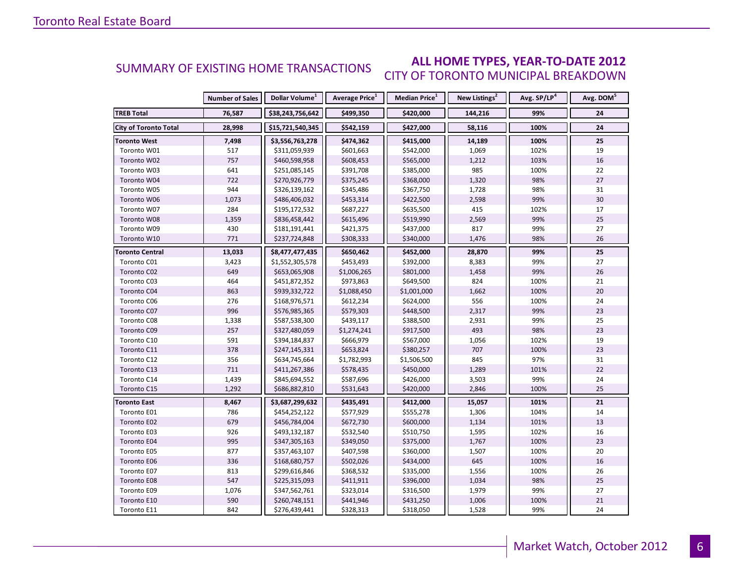## SUMMARY OF EXISTING HOME TRANSACTIONS

### ALL HOME TYPES, YEAR-TO-DATE 2012
### CITY OF TORONTO MUNICIPAL BREAKDOWN

| | Number of Sales | Dollar Volume[1] | Average Price[1] | Median Price[1] | New Listings[2] | Avg. SP/LP[4] | Avg. DOM[5] |
|---|---|---|---|---|---|---|---|
| **TREB Total** | **76,587** | **$38,243,756,642** | **$499,350** | **$420,000** | **144,216** | **99%** | **24** |
| **City of Toronto Total** | **28,998** | **$15,721,540,345** | **$542,159** | **$427,000** | **58,116** | **100%** | **24** |
| **Toronto West** | **7,498** | **$3,556,763,278** | **$474,362** | **$415,000** | **14,189** | **100%** | **25** |
| Toronto W01 | 517 | $311,059,939 | $601,663 | $542,000 | 1,069 | 102% | 19 |
| Toronto W02 | 757 | $460,598,958 | $608,453 | $565,000 | 1,212 | 103% | 16 |
| Toronto W03 | 641 | $251,085,145 | $391,708 | $385,000 | 985 | 100% | 22 |
| Toronto W04 | 722 | $270,926,779 | $375,245 | $368,000 | 1,320 | 98% | 27 |
| Toronto W05 | 944 | $326,139,162 | $345,486 | $367,750 | 1,728 | 98% | 31 |
| Toronto W06 | 1,073 | $486,406,032 | $453,314 | $422,500 | 2,598 | 99% | 30 |
| Toronto W07 | 284 | $195,172,532 | $687,227 | $635,500 | 415 | 102% | 17 |
| Toronto W08 | 1,359 | $836,458,442 | $615,496 | $519,990 | 2,569 | 99% | 25 |
| Toronto W09 | 430 | $181,191,441 | $421,375 | $437,000 | 817 | 99% | 27 |
| Toronto W10 | 771 | $237,724,848 | $308,333 | $340,000 | 1,476 | 98% | 26 |
| **Toronto Central** | **13,033** | **$8,477,477,435** | **$650,462** | **$452,000** | **28,870** | **99%** | **25** |
| Toronto C01 | 3,423 | $1,552,305,578 | $453,493 | $392,000 | 8,383 | 99% | 27 |
| Toronto C02 | 649 | $653,065,908 | $1,006,265 | $801,000 | 1,458 | 99% | 26 |
| Toronto C03 | 464 | $451,872,352 | $973,863 | $649,500 | 824 | 100% | 21 |
| Toronto C04 | 863 | $939,332,722 | $1,088,450 | $1,001,000 | 1,662 | 100% | 20 |
| Toronto C06 | 276 | $168,976,571 | $612,234 | $624,000 | 556 | 100% | 24 |
| Toronto C07 | 996 | $576,985,365 | $579,303 | $448,500 | 2,317 | 99% | 23 |
| Toronto C08 | 1,338 | $587,538,300 | $439,117 | $388,500 | 2,931 | 99% | 25 |
| Toronto C09 | 257 | $327,480,059 | $1,274,241 | $917,500 | 493 | 98% | 23 |
| Toronto C10 | 591 | $394,184,837 | $666,979 | $567,000 | 1,056 | 102% | 19 |
| Toronto C11 | 378 | $247,145,331 | $653,824 | $380,257 | 707 | 100% | 23 |
| Toronto C12 | 356 | $634,745,664 | $1,782,993 | $1,506,500 | 845 | 97% | 31 |
| Toronto C13 | 711 | $411,267,386 | $578,435 | $450,000 | 1,289 | 101% | 22 |
| Toronto C14 | 1,439 | $845,694,552 | $587,696 | $426,000 | 3,503 | 99% | 24 |
| Toronto C15 | 1,292 | $686,882,810 | $531,643 | $420,000 | 2,846 | 100% | 25 |
| **Toronto East** | **8,467** | **$3,687,299,632** | **$435,491** | **$412,000** | **15,057** | **101%** | **21** |
| Toronto E01 | 786 | $454,252,122 | $577,929 | $555,278 | 1,306 | 104% | 14 |
| Toronto E02 | 679 | $456,784,004 | $672,730 | $600,000 | 1,134 | 101% | 13 |
| Toronto E03 | 926 | $493,132,187 | $532,540 | $510,750 | 1,595 | 102% | 16 |
| Toronto E04 | 995 | $347,305,163 | $349,050 | $375,000 | 1,767 | 100% | 23 |
| Toronto E05 | 877 | $357,463,107 | $407,598 | $360,000 | 1,507 | 100% | 20 |
| Toronto E06 | 336 | $168,680,757 | $502,026 | $434,000 | 645 | 100% | 16 |
| Toronto E07 | 813 | $299,616,846 | $368,532 | $335,000 | 1,556 | 100% | 26 |
| Toronto E08 | 547 | $225,315,093 | $411,911 | $396,000 | 1,034 | 98% | 25 |
| Toronto E09 | 1,076 | $347,562,761 | $323,014 | $316,500 | 1,979 | 99% | 27 |
| Toronto E10 | 590 | $260,748,151 | $441,946 | $431,250 | 1,006 | 100% | 21 |
| Toronto E11 | 842 | $276,439,441 | $328,313 | $318,050 | 1,528 | 99% | 24 |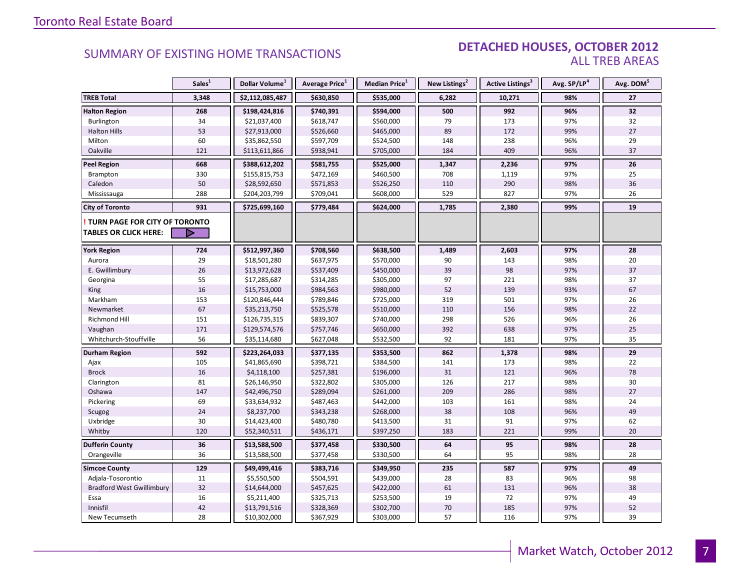Toronto Real Estate Board

## SUMMARY OF EXISTING HOME TRANSACTIONS

## DETACHED HOUSES, OCTOBER 2012
### ALL TREB AREAS

| | Sales[1] | Dollar Volume[1] | Average Price[1] | Median Price[1] | New Listings[2] | Active Listings[3] | Avg. SP/LP[4] | Avg. DOM[5] |
|---|---|---|---|---|---|---|---|---|
| **TREB Total** | **3,348** | **$2,112,085,487** | **$630,850** | **$535,000** | **6,282** | **10,271** | **98%** | **27** |
| **Halton Region** | **268** | **$198,424,816** | **$740,391** | **$594,000** | **500** | **992** | **96%** | **32** |
| Burlington | 34 | $21,037,400 | $618,747 | $560,000 | 79 | 173 | 97% | 32 |
| Halton Hills | 53 | $27,913,000 | $526,660 | $465,000 | 89 | 172 | 99% | 27 |
| Milton | 60 | $35,862,550 | $597,709 | $524,500 | 148 | 238 | 96% | 29 |
| Oakville | 121 | $113,611,866 | $938,941 | $705,000 | 184 | 409 | 96% | 37 |
| **Peel Region** | **668** | **$388,612,202** | **$581,755** | **$525,000** | **1,347** | **2,236** | **97%** | **26** |
| Brampton | 330 | $155,815,753 | $472,169 | $460,500 | 708 | 1,119 | 97% | 25 |
| Caledon | 50 | $28,592,650 | $571,853 | $526,250 | 110 | 290 | 98% | 36 |
| Mississauga | 288 | $204,203,799 | $709,041 | $608,000 | 529 | 827 | 97% | 26 |
| **City of Toronto** | **931** | **$725,699,160** | **$779,484** | **$624,000** | **1,785** | **2,380** | **99%** | **19** |
| **! TURN PAGE FOR CITY OF TORONTO TABLES OR CLICK HERE:** | | | | | | | | |
| **York Region** | **724** | **$512,997,360** | **$708,560** | **$638,500** | **1,489** | **2,603** | **97%** | **28** |
| Aurora | 29 | $18,501,280 | $637,975 | $570,000 | 90 | 143 | 98% | 20 |
| E. Gwillimbury | 26 | $13,972,628 | $537,409 | $450,000 | 39 | 98 | 97% | 37 |
| Georgina | 55 | $17,285,687 | $314,285 | $305,000 | 97 | 221 | 98% | 37 |
| King | 16 | $15,753,000 | $984,563 | $980,000 | 52 | 139 | 93% | 67 |
| Markham | 153 | $120,846,444 | $789,846 | $725,000 | 319 | 501 | 97% | 26 |
| Newmarket | 67 | $35,213,750 | $525,578 | $510,000 | 110 | 156 | 98% | 22 |
| Richmond Hill | 151 | $126,735,315 | $839,307 | $740,000 | 298 | 526 | 96% | 26 |
| Vaughan | 171 | $129,574,576 | $757,746 | $650,000 | 392 | 638 | 97% | 25 |
| Whitchurch-Stouffville | 56 | $35,114,680 | $627,048 | $532,500 | 92 | 181 | 97% | 35 |
| **Durham Region** | **592** | **$223,264,033** | **$377,135** | **$353,500** | **862** | **1,378** | **98%** | **29** |
| Ajax | 105 | $41,865,690 | $398,721 | $384,500 | 141 | 173 | 98% | 22 |
| Brock | 16 | $4,118,100 | $257,381 | $196,000 | 31 | 121 | 96% | 78 |
| Clarington | 81 | $26,146,950 | $322,802 | $305,000 | 126 | 217 | 98% | 30 |
| Oshawa | 147 | $42,496,750 | $289,094 | $261,000 | 209 | 286 | 98% | 27 |
| Pickering | 69 | $33,634,932 | $487,463 | $442,000 | 103 | 161 | 98% | 24 |
| Scugog | 24 | $8,237,700 | $343,238 | $268,000 | 38 | 108 | 96% | 49 |
| Uxbridge | 30 | $14,423,400 | $480,780 | $413,500 | 31 | 91 | 97% | 62 |
| Whitby | 120 | $52,340,511 | $436,171 | $397,250 | 183 | 221 | 99% | 20 |
| **Dufferin County** | **36** | **$13,588,500** | **$377,458** | **$330,500** | **64** | **95** | **98%** | **28** |
| Orangeville | 36 | $13,588,500 | $377,458 | $330,500 | 64 | 95 | 98% | 28 |
| **Simcoe County** | **129** | **$49,499,416** | **$383,716** | **$349,950** | **235** | **587** | **97%** | **49** |
| Adjala-Tosorontio | 11 | $5,550,500 | $504,591 | $439,000 | 28 | 83 | 96% | 98 |
| Bradford West Gwillimbury | 32 | $14,644,000 | $457,625 | $422,000 | 61 | 131 | 96% | 38 |
| Essa | 16 | $5,211,400 | $325,713 | $253,500 | 19 | 72 | 97% | 49 |
| Innisfil | 42 | $13,791,516 | $328,369 | $302,700 | 70 | 185 | 97% | 52 |
| New Tecumseth | 28 | $10,302,000 | $367,929 | $303,000 | 57 | 116 | 97% | 39 |

Market Watch, October 2012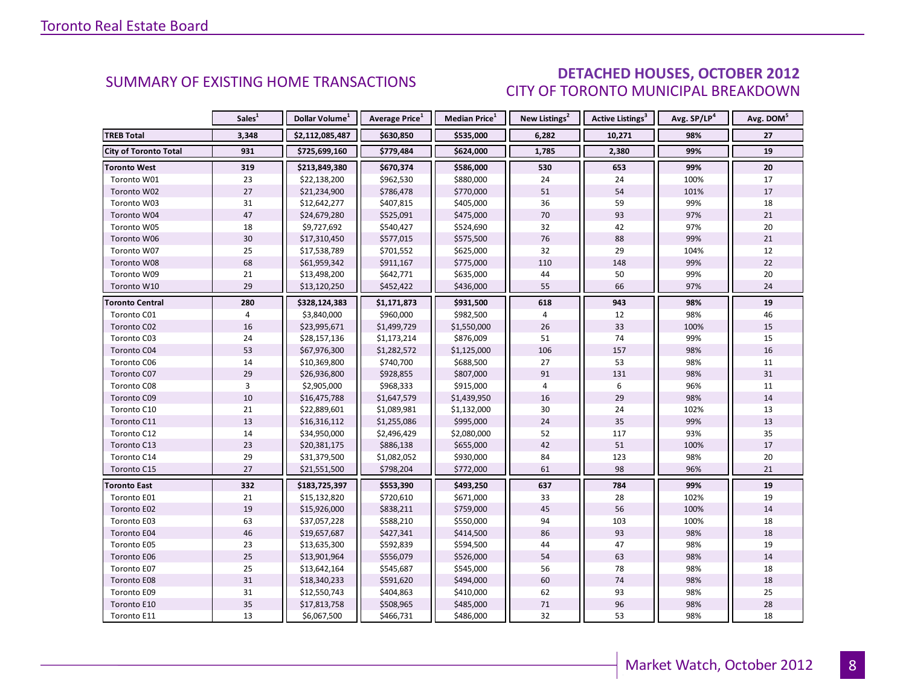## SUMMARY OF EXISTING HOME TRANSACTIONS

## DETACHED HOUSES, OCTOBER 2012
### CITY OF TORONTO MUNICIPAL BREAKDOWN

| | Sales[1] | Dollar Volume[1] | Average Price[1] | Median Price[1] | New Listings[2] | Active Listings[3] | Avg. SP/LP[4] | Avg. DOM[5] |
|---|---|---|---|---|---|---|---|---|
| **TREB Total** | **3,348** | **$2,112,085,487** | **$630,850** | **$535,000** | **6,282** | **10,271** | **98%** | **27** |
| **City of Toronto Total** | **931** | **$725,699,160** | **$779,484** | **$624,000** | **1,785** | **2,380** | **99%** | **19** |
| **Toronto West** | **319** | **$213,849,380** | **$670,374** | **$586,000** | **530** | **653** | **99%** | **20** |
| Toronto W01 | 23 | $22,138,200 | $962,530 | $880,000 | 24 | 24 | 100% | 17 |
| Toronto W02 | 27 | $21,234,900 | $786,478 | $770,000 | 51 | 54 | 101% | 17 |
| Toronto W03 | 31 | $12,642,277 | $407,815 | $405,000 | 36 | 59 | 99% | 18 |
| Toronto W04 | 47 | $24,679,280 | $525,091 | $475,000 | 70 | 93 | 97% | 21 |
| Toronto W05 | 18 | $9,727,692 | $540,427 | $524,690 | 32 | 42 | 97% | 20 |
| Toronto W06 | 30 | $17,310,450 | $577,015 | $575,500 | 76 | 88 | 99% | 21 |
| Toronto W07 | 25 | $17,538,789 | $701,552 | $625,000 | 32 | 29 | 104% | 12 |
| Toronto W08 | 68 | $61,959,342 | $911,167 | $775,000 | 110 | 148 | 99% | 22 |
| Toronto W09 | 21 | $13,498,200 | $642,771 | $635,000 | 44 | 50 | 99% | 20 |
| Toronto W10 | 29 | $13,120,250 | $452,422 | $436,000 | 55 | 66 | 97% | 24 |
| **Toronto Central** | **280** | **$328,124,383** | **$1,171,873** | **$931,500** | **618** | **943** | **98%** | **19** |
| Toronto C01 | 4 | $3,840,000 | $960,000 | $982,500 | 4 | 12 | 98% | 46 |
| Toronto C02 | 16 | $23,995,671 | $1,499,729 | $1,550,000 | 26 | 33 | 100% | 15 |
| Toronto C03 | 24 | $28,157,136 | $1,173,214 | $876,009 | 51 | 74 | 99% | 15 |
| Toronto C04 | 53 | $67,976,300 | $1,282,572 | $1,125,000 | 106 | 157 | 98% | 16 |
| Toronto C06 | 14 | $10,369,800 | $740,700 | $688,500 | 27 | 53 | 98% | 11 |
| Toronto C07 | 29 | $26,936,800 | $928,855 | $807,000 | 91 | 131 | 98% | 31 |
| Toronto C08 | 3 | $2,905,000 | $968,333 | $915,000 | 4 | 6 | 96% | 11 |
| Toronto C09 | 10 | $16,475,788 | $1,647,579 | $1,439,950 | 16 | 29 | 98% | 14 |
| Toronto C10 | 21 | $22,889,601 | $1,089,981 | $1,132,000 | 30 | 24 | 102% | 13 |
| Toronto C11 | 13 | $16,316,112 | $1,255,086 | $995,000 | 24 | 35 | 99% | 13 |
| Toronto C12 | 14 | $34,950,000 | $2,496,429 | $2,080,000 | 52 | 117 | 93% | 35 |
| Toronto C13 | 23 | $20,381,175 | $886,138 | $655,000 | 42 | 51 | 100% | 17 |
| Toronto C14 | 29 | $31,379,500 | $1,082,052 | $930,000 | 84 | 123 | 98% | 20 |
| Toronto C15 | 27 | $21,551,500 | $798,204 | $772,000 | 61 | 98 | 96% | 21 |
| **Toronto East** | **332** | **$183,725,397** | **$553,390** | **$493,250** | **637** | **784** | **99%** | **19** |
| Toronto E01 | 21 | $15,132,820 | $720,610 | $671,000 | 33 | 28 | 102% | 19 |
| Toronto E02 | 19 | $15,926,000 | $838,211 | $759,000 | 45 | 56 | 100% | 14 |
| Toronto E03 | 63 | $37,057,228 | $588,210 | $550,000 | 94 | 103 | 100% | 18 |
| Toronto E04 | 46 | $19,657,687 | $427,341 | $414,500 | 86 | 93 | 98% | 18 |
| Toronto E05 | 23 | $13,635,300 | $592,839 | $594,500 | 44 | 47 | 98% | 19 |
| Toronto E06 | 25 | $13,901,964 | $556,079 | $526,000 | 54 | 63 | 98% | 14 |
| Toronto E07 | 25 | $13,642,164 | $545,687 | $545,000 | 56 | 78 | 98% | 18 |
| Toronto E08 | 31 | $18,340,233 | $591,620 | $494,000 | 60 | 74 | 98% | 18 |
| Toronto E09 | 31 | $12,550,743 | $404,863 | $410,000 | 62 | 93 | 98% | 25 |
| Toronto E10 | 35 | $17,813,758 | $508,965 | $485,000 | 71 | 96 | 98% | 28 |
| Toronto E11 | 13 | $6,067,500 | $466,731 | $486,000 | 32 | 53 | 98% | 18 |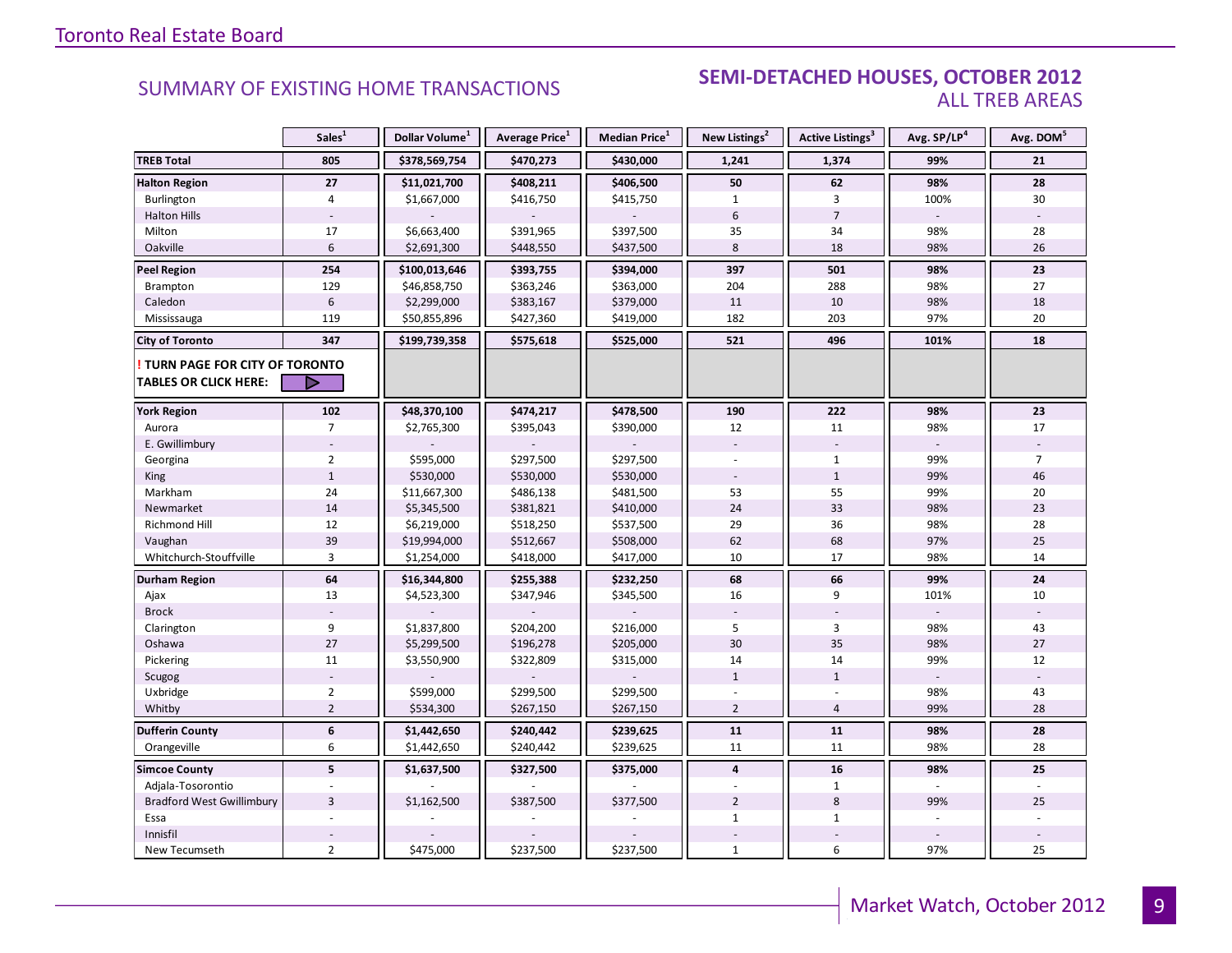Toronto Real Estate Board

## SUMMARY OF EXISTING HOME TRANSACTIONS

## SEMI-DETACHED HOUSES, OCTOBER 2012
### ALL TREB AREAS

| | Sales[1] | Dollar Volume[1] | Average Price[1] | Median Price[1] | New Listings[2] | Active Listings[3] | Avg. SP/LP[4] | Avg. DOM[5] |
|---|---|---|---|---|---|---|---|---|
| **TREB Total** | **805** | **$378,569,754** | **$470,273** | **$430,000** | **1,241** | **1,374** | **99%** | **21** |
| **Halton Region** | **27** | **$11,021,700** | **$408,211** | **$406,500** | **50** | **62** | **98%** | **28** |
| Burlington | 4 | $1,667,000 | $416,750 | $415,750 | 1 | 3 | 100% | 30 |
| Halton Hills | - | - | - | - | 6 | 7 | - | - |
| Milton | 17 | $6,663,400 | $391,965 | $397,500 | 35 | 34 | 98% | 28 |
| Oakville | 6 | $2,691,300 | $448,550 | $437,500 | 8 | 18 | 98% | 26 |
| **Peel Region** | **254** | **$100,013,646** | **$393,755** | **$394,000** | **397** | **501** | **98%** | **23** |
| Brampton | 129 | $46,858,750 | $363,246 | $363,000 | 204 | 288 | 98% | 27 |
| Caledon | 6 | $2,299,000 | $383,167 | $379,000 | 11 | 10 | 98% | 18 |
| Mississauga | 119 | $50,855,896 | $427,360 | $419,000 | 182 | 203 | 97% | 20 |
| **City of Toronto** | **347** | **$199,739,358** | **$575,618** | **$525,000** | **521** | **496** | **101%** | **18** |
| **! TURN PAGE FOR CITY OF TORONTO TABLES OR CLICK HERE:** | | | | | | | | |
| **York Region** | **102** | **$48,370,100** | **$474,217** | **$478,500** | **190** | **222** | **98%** | **23** |
| Aurora | 7 | $2,765,300 | $395,043 | $390,000 | 12 | 11 | 98% | 17 |
| E. Gwillimbury | - | - | - | - | - | - | - | - |
| Georgina | 2 | $595,000 | $297,500 | $297,500 | - | 1 | 99% | 7 |
| King | 1 | $530,000 | $530,000 | $530,000 | - | 1 | 99% | 46 |
| Markham | 24 | $11,667,300 | $486,138 | $481,500 | 53 | 55 | 99% | 20 |
| Newmarket | 14 | $5,345,500 | $381,821 | $410,000 | 24 | 33 | 98% | 23 |
| Richmond Hill | 12 | $6,219,000 | $518,250 | $537,500 | 29 | 36 | 98% | 28 |
| Vaughan | 39 | $19,994,000 | $512,667 | $508,000 | 62 | 68 | 97% | 25 |
| Whitchurch-Stouffville | 3 | $1,254,000 | $418,000 | $417,000 | 10 | 17 | 98% | 14 |
| **Durham Region** | **64** | **$16,344,800** | **$255,388** | **$232,250** | **68** | **66** | **99%** | **24** |
| Ajax | 13 | $4,523,300 | $347,946 | $345,500 | 16 | 9 | 101% | 10 |
| Brock | - | - | - | - | - | - | - | - |
| Clarington | 9 | $1,837,800 | $204,200 | $216,000 | 5 | 3 | 98% | 43 |
| Oshawa | 27 | $5,299,500 | $196,278 | $205,000 | 30 | 35 | 98% | 27 |
| Pickering | 11 | $3,550,900 | $322,809 | $315,000 | 14 | 14 | 99% | 12 |
| Scugog | - | - | - | - | 1 | 1 | - | - |
| Uxbridge | 2 | $599,000 | $299,500 | $299,500 | - | - | 98% | 43 |
| Whitby | 2 | $534,300 | $267,150 | $267,150 | 2 | 4 | 99% | 28 |
| **Dufferin County** | **6** | **$1,442,650** | **$240,442** | **$239,625** | **11** | **11** | **98%** | **28** |
| Orangeville | 6 | $1,442,650 | $240,442 | $239,625 | 11 | 11 | 98% | 28 |
| **Simcoe County** | **5** | **$1,637,500** | **$327,500** | **$375,000** | **4** | **16** | **98%** | **25** |
| Adjala-Tosorontio | - | - | - | - | - | 1 | - | - |
| Bradford West Gwillimbury | 3 | $1,162,500 | $387,500 | $377,500 | 2 | 8 | 99% | 25 |
| Essa | - | - | - | - | 1 | 1 | - | - |
| Innisfil | - | - | - | - | - | - | - | - |
| New Tecumseth | 2 | $475,000 | $237,500 | $237,500 | 1 | 6 | 97% | 25 |

Market Watch, October 2012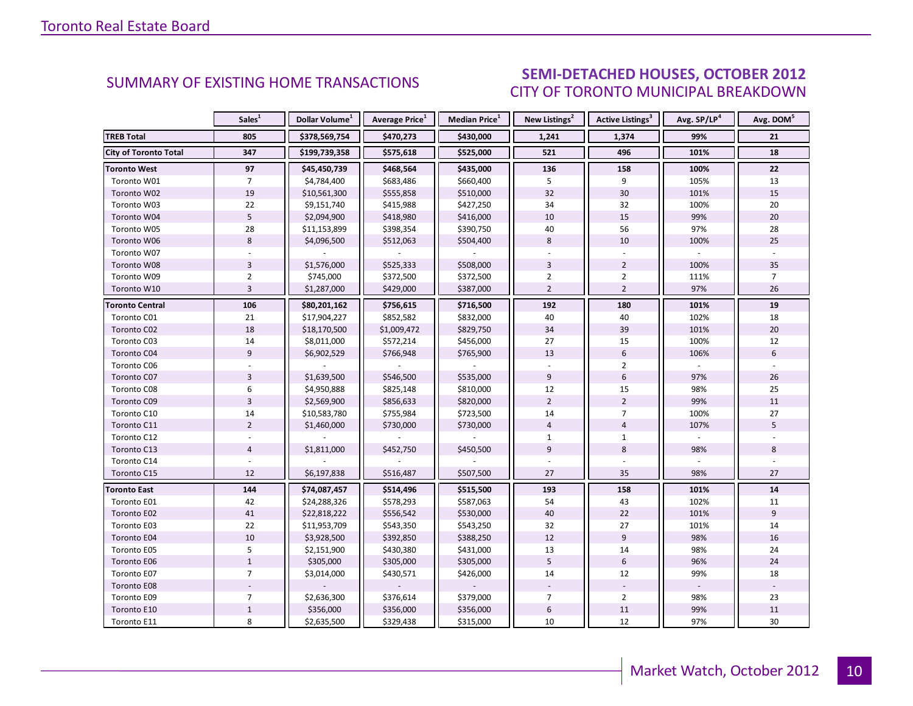SUMMARY OF EXISTING HOME TRANSACTIONS

## SEMI-DETACHED HOUSES, OCTOBER 2012
CITY OF TORONTO MUNICIPAL BREAKDOWN

| | Sales[1] | Dollar Volume[1] | Average Price[1] | Median Price[1] | New Listings[2] | Active Listings[3] | Avg. SP/LP[4] | Avg. DOM[5] |
|---|---|---|---|---|---|---|---|---|
| **TREB Total** | **805** | **$378,569,754** | **$470,273** | **$430,000** | **1,241** | **1,374** | **99%** | **21** |
| **City of Toronto Total** | **347** | **$199,739,358** | **$575,618** | **$525,000** | **521** | **496** | **101%** | **18** |
| **Toronto West** | **97** | **$45,450,739** | **$468,564** | **$435,000** | **136** | **158** | **100%** | **22** |
| Toronto W01 | 7 | $4,784,400 | $683,486 | $660,400 | 5 | 9 | 105% | 13 |
| Toronto W02 | 19 | $10,561,300 | $555,858 | $510,000 | 32 | 30 | 101% | 15 |
| Toronto W03 | 22 | $9,151,740 | $415,988 | $427,250 | 34 | 32 | 100% | 20 |
| Toronto W04 | 5 | $2,094,900 | $418,980 | $416,000 | 10 | 15 | 99% | 20 |
| Toronto W05 | 28 | $11,153,899 | $398,354 | $390,750 | 40 | 56 | 97% | 28 |
| Toronto W06 | 8 | $4,096,500 | $512,063 | $504,400 | 8 | 10 | 100% | 25 |
| Toronto W07 | - | - | - | - | - | - | - | - |
| Toronto W08 | 3 | $1,576,000 | $525,333 | $508,000 | 3 | 2 | 100% | 35 |
| Toronto W09 | 2 | $745,000 | $372,500 | $372,500 | 2 | 2 | 111% | 7 |
| Toronto W10 | 3 | $1,287,000 | $429,000 | $387,000 | 2 | 2 | 97% | 26 |
| **Toronto Central** | **106** | **$80,201,162** | **$756,615** | **$716,500** | **192** | **180** | **101%** | **19** |
| Toronto C01 | 21 | $17,904,227 | $852,582 | $832,000 | 40 | 40 | 102% | 18 |
| Toronto C02 | 18 | $18,170,500 | $1,009,472 | $829,750 | 34 | 39 | 101% | 20 |
| Toronto C03 | 14 | $8,011,000 | $572,214 | $456,000 | 27 | 15 | 100% | 12 |
| Toronto C04 | 9 | $6,902,529 | $766,948 | $765,900 | 13 | 6 | 106% | 6 |
| Toronto C06 | - | - | - | - | - | 2 | - | - |
| Toronto C07 | 3 | $1,639,500 | $546,500 | $535,000 | 9 | 6 | 97% | 26 |
| Toronto C08 | 6 | $4,950,888 | $825,148 | $810,000 | 12 | 15 | 98% | 25 |
| Toronto C09 | 3 | $2,569,900 | $856,633 | $820,000 | 2 | 2 | 99% | 11 |
| Toronto C10 | 14 | $10,583,780 | $755,984 | $723,500 | 14 | 7 | 100% | 27 |
| Toronto C11 | 2 | $1,460,000 | $730,000 | $730,000 | 4 | 4 | 107% | 5 |
| Toronto C12 | - | - | - | - | 1 | 1 | - | - |
| Toronto C13 | 4 | $1,811,000 | $452,750 | $450,500 | 9 | 8 | 98% | 8 |
| Toronto C14 | - | - | - | - | - | - | - | - |
| Toronto C15 | 12 | $6,197,838 | $516,487 | $507,500 | 27 | 35 | 98% | 27 |
| **Toronto East** | **144** | **$74,087,457** | **$514,496** | **$515,500** | **193** | **158** | **101%** | **14** |
| Toronto E01 | 42 | $24,288,326 | $578,293 | $587,063 | 54 | 43 | 102% | 11 |
| Toronto E02 | 41 | $22,818,222 | $556,542 | $530,000 | 40 | 22 | 101% | 9 |
| Toronto E03 | 22 | $11,953,709 | $543,350 | $543,250 | 32 | 27 | 101% | 14 |
| Toronto E04 | 10 | $3,928,500 | $392,850 | $388,250 | 12 | 9 | 98% | 16 |
| Toronto E05 | 5 | $2,151,900 | $430,380 | $431,000 | 13 | 14 | 98% | 24 |
| Toronto E06 | 1 | $305,000 | $305,000 | $305,000 | 5 | 6 | 96% | 24 |
| Toronto E07 | 7 | $3,014,000 | $430,571 | $426,000 | 14 | 12 | 99% | 18 |
| Toronto E08 | - | - | - | - | - | - | - | - |
| Toronto E09 | 7 | $2,636,300 | $376,614 | $379,000 | 7 | 2 | 98% | 23 |
| Toronto E10 | 1 | $356,000 | $356,000 | $356,000 | 6 | 11 | 99% | 11 |
| Toronto E11 | 8 | $2,635,500 | $329,438 | $315,000 | 10 | 12 | 97% | 30 |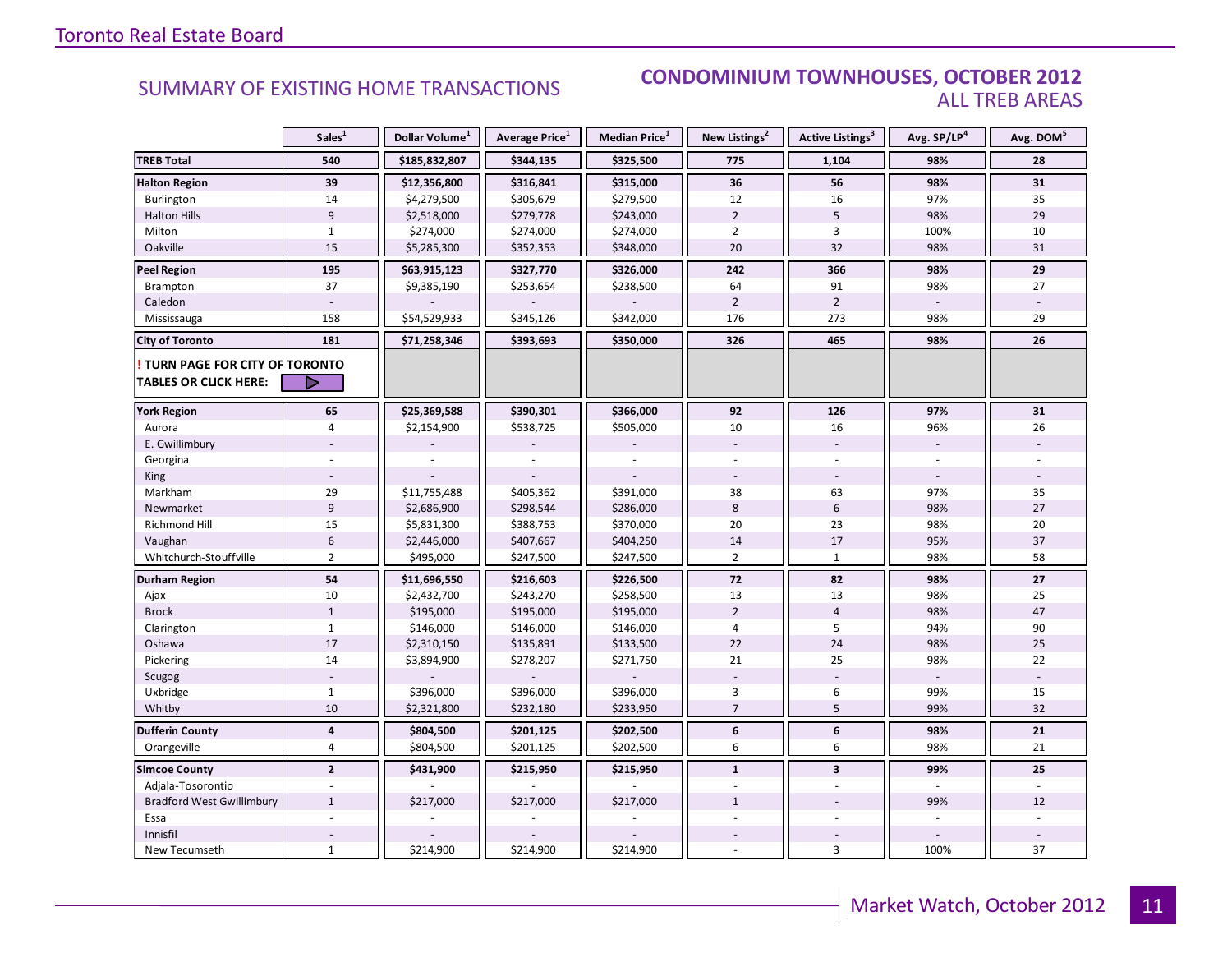# SUMMARY OF EXISTING HOME TRANSACTIONS

## CONDOMINIUM TOWNHOUSES, OCTOBER 2012
### ALL TREB AREAS

| | Sales[1] | Dollar Volume[1] | Average Price[1] | Median Price[1] | New Listings[2] | Active Listings[3] | Avg. SP/LP[4] | Avg. DOM[5] |
|---|---|---|---|---|---|---|---|---|
| **TREB Total** | **540** | **$185,832,807** | **$344,135** | **$325,500** | **775** | **1,104** | **98%** | **28** |
| **Halton Region** | **39** | **$12,356,800** | **$316,841** | **$315,000** | **36** | **56** | **98%** | **31** |
| Burlington | 14 | $4,279,500 | $305,679 | $279,500 | 12 | 16 | 97% | 35 |
| Halton Hills | 9 | $2,518,000 | $279,778 | $243,000 | 2 | 5 | 98% | 29 |
| Milton | 1 | $274,000 | $274,000 | $274,000 | 2 | 3 | 100% | 10 |
| Oakville | 15 | $5,285,300 | $352,353 | $348,000 | 20 | 32 | 98% | 31 |
| **Peel Region** | **195** | **$63,915,123** | **$327,770** | **$326,000** | **242** | **366** | **98%** | **29** |
| Brampton | 37 | $9,385,190 | $253,654 | $238,500 | 64 | 91 | 98% | 27 |
| Caledon | - | - | - | - | 2 | 2 | - | - |
| Mississauga | 158 | $54,529,933 | $345,126 | $342,000 | 176 | 273 | 98% | 29 |
| **City of Toronto** | **181** | **$71,258,346** | **$393,693** | **$350,000** | **326** | **465** | **98%** | **26** |
| **! TURN PAGE FOR CITY OF TORONTO TABLES OR CLICK HERE:** | | | | | | | | |
| **York Region** | **65** | **$25,369,588** | **$390,301** | **$366,000** | **92** | **126** | **97%** | **31** |
| Aurora | 4 | $2,154,900 | $538,725 | $505,000 | 10 | 16 | 96% | 26 |
| E. Gwillimbury | - | - | - | - | - | - | - | - |
| Georgina | - | - | - | - | - | - | - | - |
| King | - | - | - | - | - | - | - | - |
| Markham | 29 | $11,755,488 | $405,362 | $391,000 | 38 | 63 | 97% | 35 |
| Newmarket | 9 | $2,686,900 | $298,544 | $286,000 | 8 | 6 | 98% | 27 |
| Richmond Hill | 15 | $5,831,300 | $388,753 | $370,000 | 20 | 23 | 98% | 20 |
| Vaughan | 6 | $2,446,000 | $407,667 | $404,250 | 14 | 17 | 95% | 37 |
| Whitchurch-Stouffville | 2 | $495,000 | $247,500 | $247,500 | 2 | 1 | 98% | 58 |
| **Durham Region** | **54** | **$11,696,550** | **$216,603** | **$226,500** | **72** | **82** | **98%** | **27** |
| Ajax | 10 | $2,432,700 | $243,270 | $258,500 | 13 | 13 | 98% | 25 |
| Brock | 1 | $195,000 | $195,000 | $195,000 | 2 | 4 | 98% | 47 |
| Clarington | 1 | $146,000 | $146,000 | $146,000 | 4 | 5 | 94% | 90 |
| Oshawa | 17 | $2,310,150 | $135,891 | $133,500 | 22 | 24 | 98% | 25 |
| Pickering | 14 | $3,894,900 | $278,207 | $271,750 | 21 | 25 | 98% | 22 |
| Scugog | - | - | - | - | - | - | - | - |
| Uxbridge | 1 | $396,000 | $396,000 | $396,000 | 3 | 6 | 99% | 15 |
| Whitby | 10 | $2,321,800 | $232,180 | $233,950 | 7 | 5 | 99% | 32 |
| **Dufferin County** | **4** | **$804,500** | **$201,125** | **$202,500** | **6** | **6** | **98%** | **21** |
| Orangeville | 4 | $804,500 | $201,125 | $202,500 | 6 | 6 | 98% | 21 |
| **Simcoe County** | **2** | **$431,900** | **$215,950** | **$215,950** | **1** | **3** | **99%** | **25** |
| Adjala-Tosorontio | - | - | - | - | - | - | - | - |
| Bradford West Gwillimbury | 1 | $217,000 | $217,000 | $217,000 | 1 | - | 99% | 12 |
| Essa | - | - | - | - | - | - | - | - |
| Innisfil | - | - | - | - | - | - | - | - |
| New Tecumseth | 1 | $214,900 | $214,900 | $214,900 | - | 3 | 100% | 37 |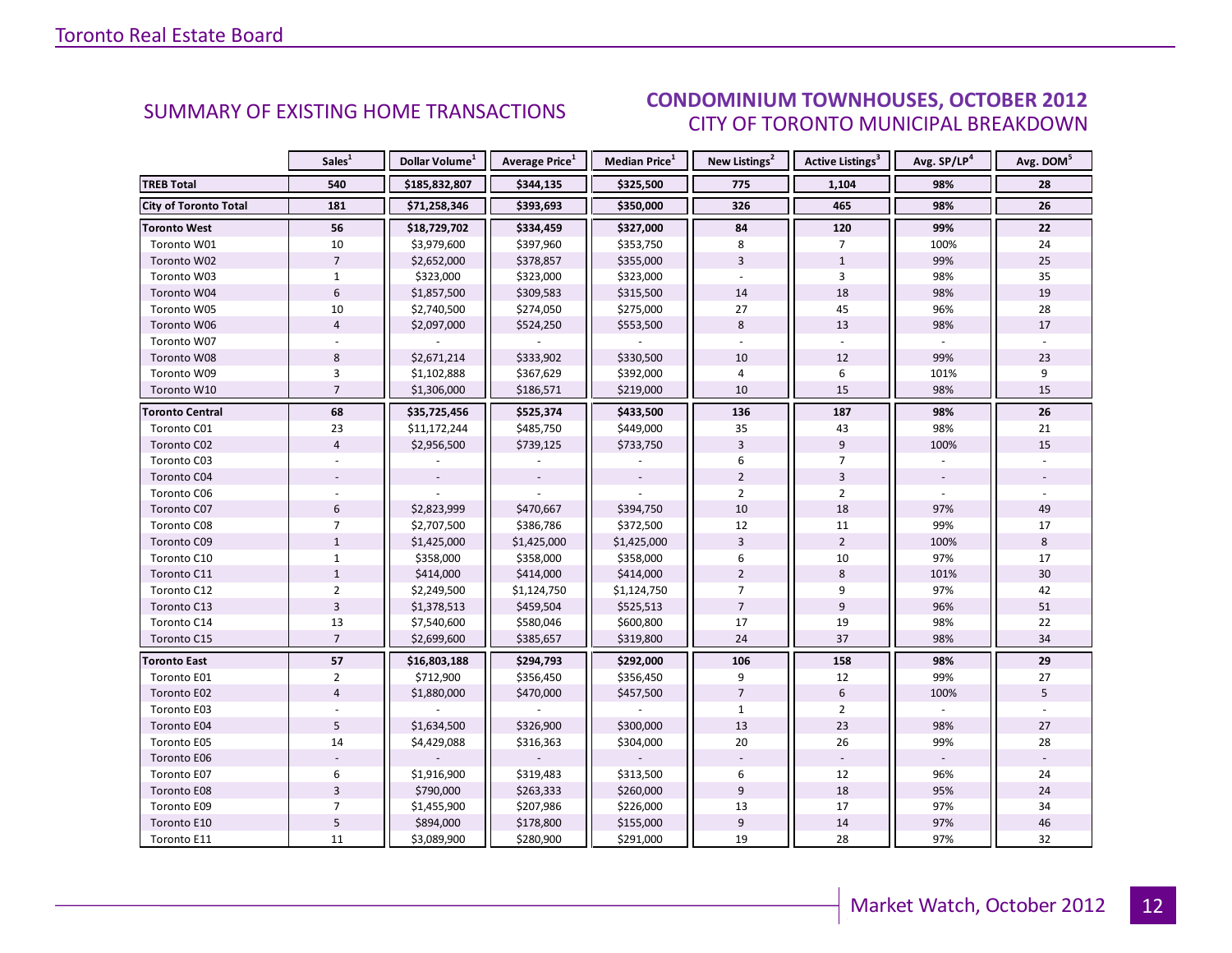## SUMMARY OF EXISTING HOME TRANSACTIONS

## CONDOMINIUM TOWNHOUSES, OCTOBER 2012
### CITY OF TORONTO MUNICIPAL BREAKDOWN

| | Sales[1] | Dollar Volume[1] | Average Price[1] | Median Price[1] | New Listings[2] | Active Listings[3] | Avg. SP/LP[4] | Avg. DOM[5] |
|---|---|---|---|---|---|---|---|---|
| **TREB Total** | **540** | **$185,832,807** | **$344,135** | **$325,500** | **775** | **1,104** | **98%** | **28** |
| **City of Toronto Total** | **181** | **$71,258,346** | **$393,693** | **$350,000** | **326** | **465** | **98%** | **26** |
| **Toronto West** | **56** | **$18,729,702** | **$334,459** | **$327,000** | **84** | **120** | **99%** | **22** |
| Toronto W01 | 10 | $3,979,600 | $397,960 | $353,750 | 8 | 7 | 100% | 24 |
| Toronto W02 | 7 | $2,652,000 | $378,857 | $355,000 | 3 | 1 | 99% | 25 |
| Toronto W03 | 1 | $323,000 | $323,000 | $323,000 | - | 3 | 98% | 35 |
| Toronto W04 | 6 | $1,857,500 | $309,583 | $315,500 | 14 | 18 | 98% | 19 |
| Toronto W05 | 10 | $2,740,500 | $274,050 | $275,000 | 27 | 45 | 96% | 28 |
| Toronto W06 | 4 | $2,097,000 | $524,250 | $553,500 | 8 | 13 | 98% | 17 |
| Toronto W07 | - | - | - | - | - | - | - | - |
| Toronto W08 | 8 | $2,671,214 | $333,902 | $330,500 | 10 | 12 | 99% | 23 |
| Toronto W09 | 3 | $1,102,888 | $367,629 | $392,000 | 4 | 6 | 101% | 9 |
| Toronto W10 | 7 | $1,306,000 | $186,571 | $219,000 | 10 | 15 | 98% | 15 |
| **Toronto Central** | **68** | **$35,725,456** | **$525,374** | **$433,500** | **136** | **187** | **98%** | **26** |
| Toronto C01 | 23 | $11,172,244 | $485,750 | $449,000 | 35 | 43 | 98% | 21 |
| Toronto C02 | 4 | $2,956,500 | $739,125 | $733,750 | 3 | 9 | 100% | 15 |
| Toronto C03 | - | - | - | - | 6 | 7 | - | - |
| Toronto C04 | - | - | - | - | 2 | 3 | - | - |
| Toronto C06 | - | - | - | - | 2 | 2 | - | - |
| Toronto C07 | 6 | $2,823,999 | $470,667 | $394,750 | 10 | 18 | 97% | 49 |
| Toronto C08 | 7 | $2,707,500 | $386,786 | $372,500 | 12 | 11 | 99% | 17 |
| Toronto C09 | 1 | $1,425,000 | $1,425,000 | $1,425,000 | 3 | 2 | 100% | 8 |
| Toronto C10 | 1 | $358,000 | $358,000 | $358,000 | 6 | 10 | 97% | 17 |
| Toronto C11 | 1 | $414,000 | $414,000 | $414,000 | 2 | 8 | 101% | 30 |
| Toronto C12 | 2 | $2,249,500 | $1,124,750 | $1,124,750 | 7 | 9 | 97% | 42 |
| Toronto C13 | 3 | $1,378,513 | $459,504 | $525,513 | 7 | 9 | 96% | 51 |
| Toronto C14 | 13 | $7,540,600 | $580,046 | $600,800 | 17 | 19 | 98% | 22 |
| Toronto C15 | 7 | $2,699,600 | $385,657 | $319,800 | 24 | 37 | 98% | 34 |
| **Toronto East** | **57** | **$16,803,188** | **$294,793** | **$292,000** | **106** | **158** | **98%** | **29** |
| Toronto E01 | 2 | $712,900 | $356,450 | $356,450 | 9 | 12 | 99% | 27 |
| Toronto E02 | 4 | $1,880,000 | $470,000 | $457,500 | 7 | 6 | 100% | 5 |
| Toronto E03 | - | - | - | - | 1 | 2 | - | - |
| Toronto E04 | 5 | $1,634,500 | $326,900 | $300,000 | 13 | 23 | 98% | 27 |
| Toronto E05 | 14 | $4,429,088 | $316,363 | $304,000 | 20 | 26 | 99% | 28 |
| Toronto E06 | - | - | - | - | - | - | - | - |
| Toronto E07 | 6 | $1,916,900 | $319,483 | $313,500 | 6 | 12 | 96% | 24 |
| Toronto E08 | 3 | $790,000 | $263,333 | $260,000 | 9 | 18 | 95% | 24 |
| Toronto E09 | 7 | $1,455,900 | $207,986 | $226,000 | 13 | 17 | 97% | 34 |
| Toronto E10 | 5 | $894,000 | $178,800 | $155,000 | 9 | 14 | 97% | 46 |
| Toronto E11 | 11 | $3,089,900 | $280,900 | $291,000 | 19 | 28 | 97% | 32 |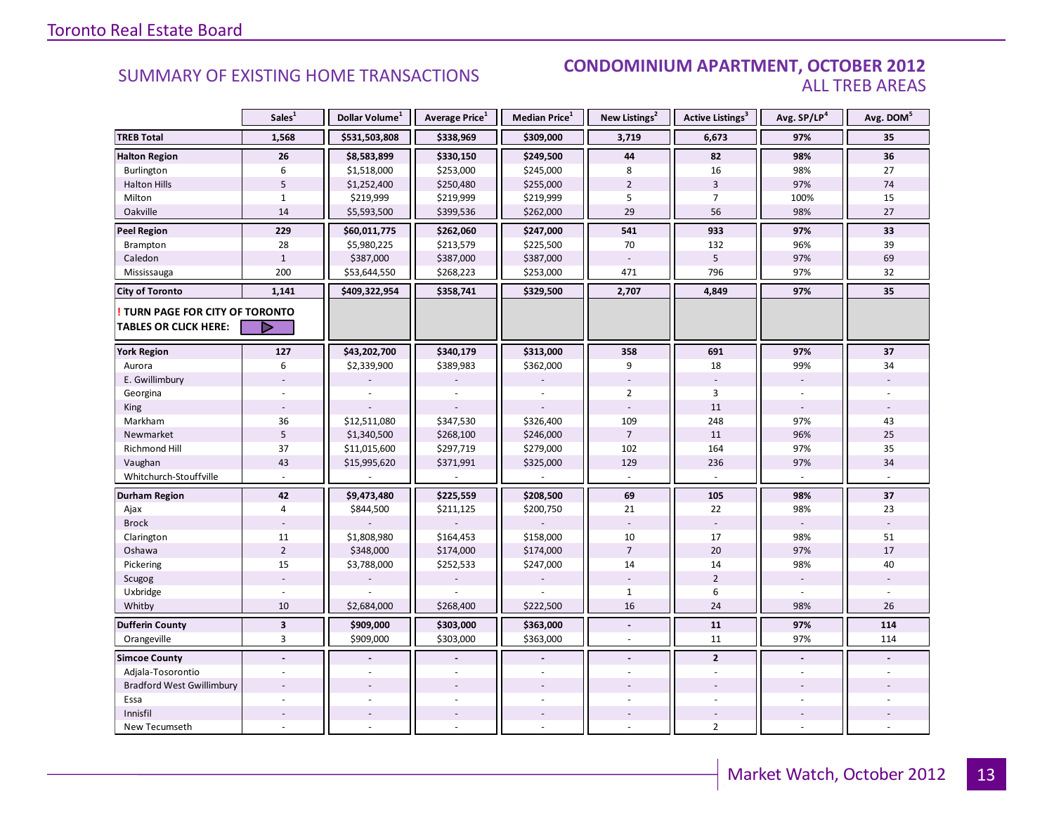Toronto Real Estate Board

## SUMMARY OF EXISTING HOME TRANSACTIONS

## CONDOMINIUM APARTMENT, OCTOBER 2012
### ALL TREB AREAS

| | Sales[1] | Dollar Volume[1] | Average Price[1] | Median Price[1] | New Listings[2] | Active Listings[3] | Avg. SP/LP[4] | Avg. DOM[5] |
|---|---|---|---|---|---|---|---|---|
| **TREB Total** | **1,568** | **$531,503,808** | **$338,969** | **$309,000** | **3,719** | **6,673** | **97%** | **35** |
| **Halton Region** | **26** | **$8,583,899** | **$330,150** | **$249,500** | **44** | **82** | **98%** | **36** |
| Burlington | 6 | $1,518,000 | $253,000 | $245,000 | 8 | 16 | 98% | 27 |
| Halton Hills | 5 | $1,252,400 | $250,480 | $255,000 | 2 | 3 | 97% | 74 |
| Milton | 1 | $219,999 | $219,999 | $219,999 | 5 | 7 | 100% | 15 |
| Oakville | 14 | $5,593,500 | $399,536 | $262,000 | 29 | 56 | 98% | 27 |
| **Peel Region** | **229** | **$60,011,775** | **$262,060** | **$247,000** | **541** | **933** | **97%** | **33** |
| Brampton | 28 | $5,980,225 | $213,579 | $225,500 | 70 | 132 | 96% | 39 |
| Caledon | 1 | $387,000 | $387,000 | $387,000 | - | 5 | 97% | 69 |
| Mississauga | 200 | $53,644,550 | $268,223 | $253,000 | 471 | 796 | 97% | 32 |
| **City of Toronto** | **1,141** | **$409,322,954** | **$358,741** | **$329,500** | **2,707** | **4,849** | **97%** | **35** |
| **! TURN PAGE FOR CITY OF TORONTO TABLES OR CLICK HERE:** | | | | | | | | |
| **York Region** | **127** | **$43,202,700** | **$340,179** | **$313,000** | **358** | **691** | **97%** | **37** |
| Aurora | 6 | $2,339,900 | $389,983 | $362,000 | 9 | 18 | 99% | 34 |
| E. Gwillimbury | - | - | - | - | - | - | - | - |
| Georgina | - | - | - | - | 2 | 3 | - | - |
| King | - | - | - | - | - | 11 | - | - |
| Markham | 36 | $12,511,080 | $347,530 | $326,400 | 109 | 248 | 97% | 43 |
| Newmarket | 5 | $1,340,500 | $268,100 | $246,000 | 7 | 11 | 96% | 25 |
| Richmond Hill | 37 | $11,015,600 | $297,719 | $279,000 | 102 | 164 | 97% | 35 |
| Vaughan | 43 | $15,995,620 | $371,991 | $325,000 | 129 | 236 | 97% | 34 |
| Whitchurch-Stouffville | - | - | - | - | - | - | - | - |
| **Durham Region** | **42** | **$9,473,480** | **$225,559** | **$208,500** | **69** | **105** | **98%** | **37** |
| Ajax | 4 | $844,500 | $211,125 | $200,750 | 21 | 22 | 98% | 23 |
| Brock | - | - | - | - | - | - | - | - |
| Clarington | 11 | $1,808,980 | $164,453 | $158,000 | 10 | 17 | 98% | 51 |
| Oshawa | 2 | $348,000 | $174,000 | $174,000 | 7 | 20 | 97% | 17 |
| Pickering | 15 | $3,788,000 | $252,533 | $247,000 | 14 | 14 | 98% | 40 |
| Scugog | - | - | - | - | - | 2 | - | - |
| Uxbridge | - | - | - | - | 1 | 6 | - | - |
| Whitby | 10 | $2,684,000 | $268,400 | $222,500 | 16 | 24 | 98% | 26 |
| **Dufferin County** | **3** | **$909,000** | **$303,000** | **$363,000** | **-** | **11** | **97%** | **114** |
| Orangeville | 3 | $909,000 | $303,000 | $363,000 | - | 11 | 97% | 114 |
| **Simcoe County** | **-** | **-** | **-** | **-** | **-** | **2** | **-** | **-** |
| Adjala-Tosorontio | - | - | - | - | - | - | - | - |
| Bradford West Gwillimbury | - | - | - | - | - | - | - | - |
| Essa | - | - | - | - | - | - | - | - |
| Innisfil | - | - | - | - | - | - | - | - |
| New Tecumseth | - | - | - | - | - | 2 | - | - |

Market Watch, October 2012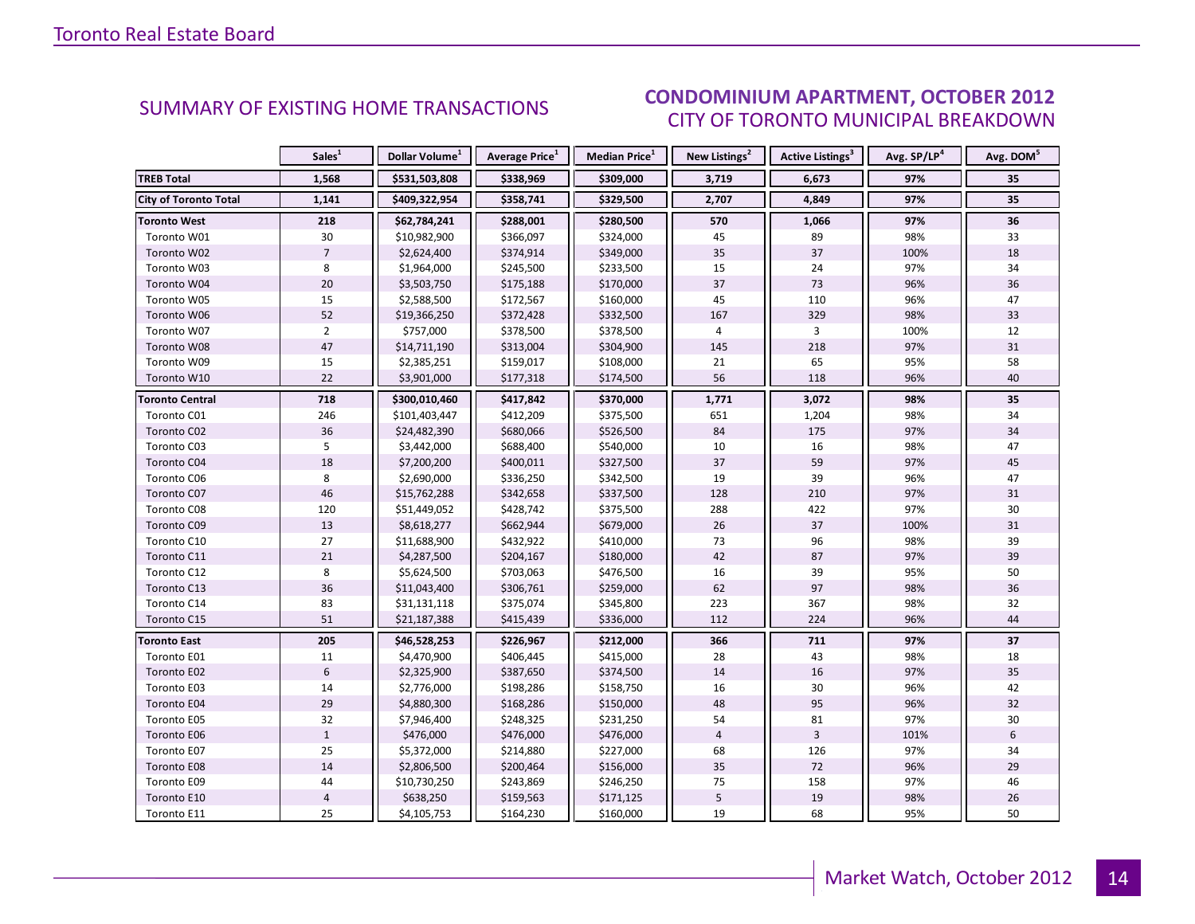## SUMMARY OF EXISTING HOME TRANSACTIONS

## CONDOMINIUM APARTMENT, OCTOBER 2012
### CITY OF TORONTO MUNICIPAL BREAKDOWN

| | Sales[1] | Dollar Volume[1] | Average Price[1] | Median Price[1] | New Listings[2] | Active Listings[3] | Avg. SP/LP[4] | Avg. DOM[5] |
|---|---|---|---|---|---|---|---|---|
| **TREB Total** | **1,568** | **$531,503,808** | **$338,969** | **$309,000** | **3,719** | **6,673** | **97%** | **35** |
| **City of Toronto Total** | **1,141** | **$409,322,954** | **$358,741** | **$329,500** | **2,707** | **4,849** | **97%** | **35** |
| **Toronto West** | **218** | **$62,784,241** | **$288,001** | **$280,500** | **570** | **1,066** | **97%** | **36** |
| Toronto W01 | 30 | $10,982,900 | $366,097 | $324,000 | 45 | 89 | 98% | 33 |
| Toronto W02 | 7 | $2,624,400 | $374,914 | $349,000 | 35 | 37 | 100% | 18 |
| Toronto W03 | 8 | $1,964,000 | $245,500 | $233,500 | 15 | 24 | 97% | 34 |
| Toronto W04 | 20 | $3,503,750 | $175,188 | $170,000 | 37 | 73 | 96% | 36 |
| Toronto W05 | 15 | $2,588,500 | $172,567 | $160,000 | 45 | 110 | 96% | 47 |
| Toronto W06 | 52 | $19,366,250 | $372,428 | $332,500 | 167 | 329 | 98% | 33 |
| Toronto W07 | 2 | $757,000 | $378,500 | $378,500 | 4 | 3 | 100% | 12 |
| Toronto W08 | 47 | $14,711,190 | $313,004 | $304,900 | 145 | 218 | 97% | 31 |
| Toronto W09 | 15 | $2,385,251 | $159,017 | $108,000 | 21 | 65 | 95% | 58 |
| Toronto W10 | 22 | $3,901,000 | $177,318 | $174,500 | 56 | 118 | 96% | 40 |
| **Toronto Central** | **718** | **$300,010,460** | **$417,842** | **$370,000** | **1,771** | **3,072** | **98%** | **35** |
| Toronto C01 | 246 | $101,403,447 | $412,209 | $375,500 | 651 | 1,204 | 98% | 34 |
| Toronto C02 | 36 | $24,482,390 | $680,066 | $526,500 | 84 | 175 | 97% | 34 |
| Toronto C03 | 5 | $3,442,000 | $688,400 | $540,000 | 10 | 16 | 98% | 47 |
| Toronto C04 | 18 | $7,200,200 | $400,011 | $327,500 | 37 | 59 | 97% | 45 |
| Toronto C06 | 8 | $2,690,000 | $336,250 | $342,500 | 19 | 39 | 96% | 47 |
| Toronto C07 | 46 | $15,762,288 | $342,658 | $337,500 | 128 | 210 | 97% | 31 |
| Toronto C08 | 120 | $51,449,052 | $428,742 | $375,500 | 288 | 422 | 97% | 30 |
| Toronto C09 | 13 | $8,618,277 | $662,944 | $679,000 | 26 | 37 | 100% | 31 |
| Toronto C10 | 27 | $11,688,900 | $432,922 | $410,000 | 73 | 96 | 98% | 39 |
| Toronto C11 | 21 | $4,287,500 | $204,167 | $180,000 | 42 | 87 | 97% | 39 |
| Toronto C12 | 8 | $5,624,500 | $703,063 | $476,500 | 16 | 39 | 95% | 50 |
| Toronto C13 | 36 | $11,043,400 | $306,761 | $259,000 | 62 | 97 | 98% | 36 |
| Toronto C14 | 83 | $31,131,118 | $375,074 | $345,800 | 223 | 367 | 98% | 32 |
| Toronto C15 | 51 | $21,187,388 | $415,439 | $336,000 | 112 | 224 | 96% | 44 |
| **Toronto East** | **205** | **$46,528,253** | **$226,967** | **$212,000** | **366** | **711** | **97%** | **37** |
| Toronto E01 | 11 | $4,470,900 | $406,445 | $415,000 | 28 | 43 | 98% | 18 |
| Toronto E02 | 6 | $2,325,900 | $387,650 | $374,500 | 14 | 16 | 97% | 35 |
| Toronto E03 | 14 | $2,776,000 | $198,286 | $158,750 | 16 | 30 | 96% | 42 |
| Toronto E04 | 29 | $4,880,300 | $168,286 | $150,000 | 48 | 95 | 96% | 32 |
| Toronto E05 | 32 | $7,946,400 | $248,325 | $231,250 | 54 | 81 | 97% | 30 |
| Toronto E06 | 1 | $476,000 | $476,000 | $476,000 | 4 | 3 | 101% | 6 |
| Toronto E07 | 25 | $5,372,000 | $214,880 | $227,000 | 68 | 126 | 97% | 34 |
| Toronto E08 | 14 | $2,806,500 | $200,464 | $156,000 | 35 | 72 | 96% | 29 |
| Toronto E09 | 44 | $10,730,250 | $243,869 | $246,250 | 75 | 158 | 97% | 46 |
| Toronto E10 | 4 | $638,250 | $159,563 | $171,125 | 5 | 19 | 98% | 26 |
| Toronto E11 | 25 | $4,105,753 | $164,230 | $160,000 | 19 | 68 | 95% | 50 |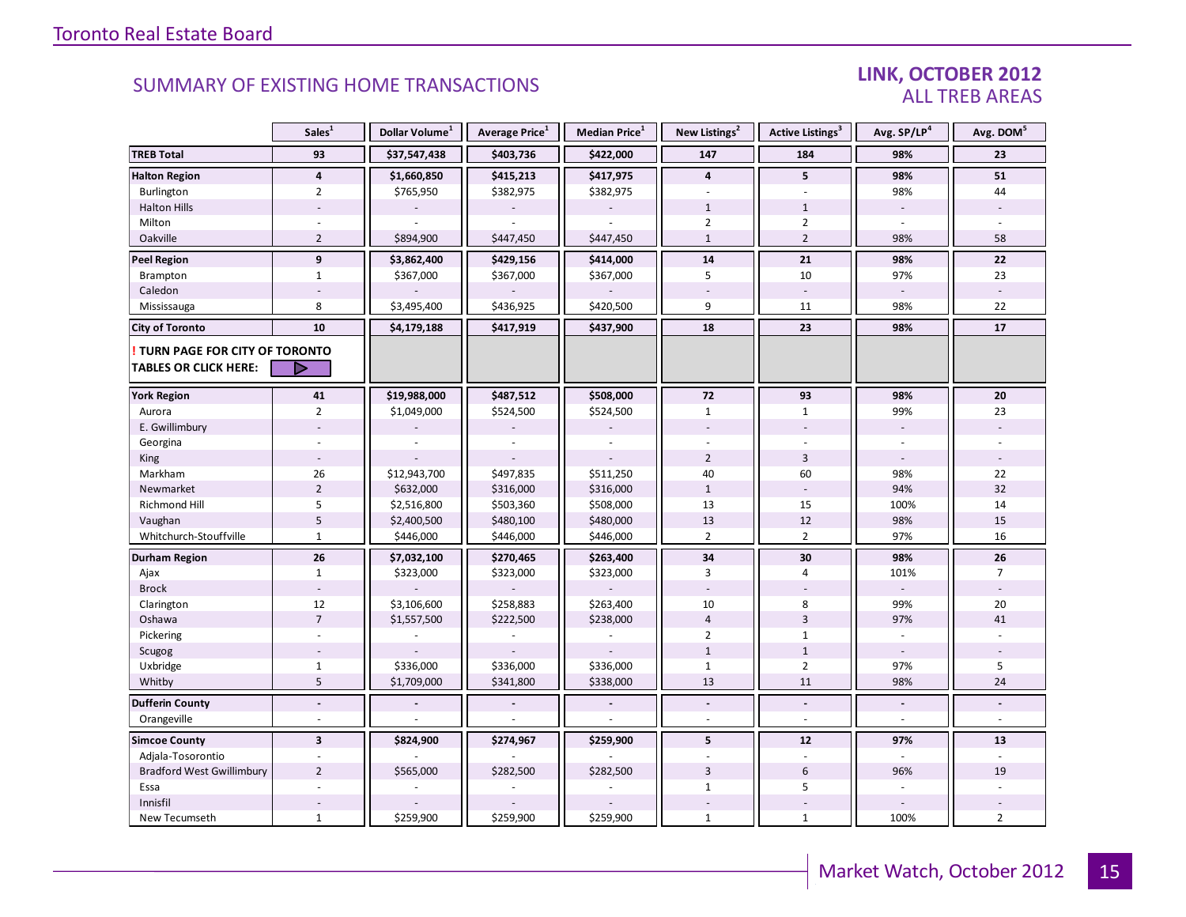## SUMMARY OF EXISTING HOME TRANSACTIONS

### LINK, OCTOBER 2012
### ALL TREB AREAS

| | Sales[1] | Dollar Volume[1] | Average Price[1] | Median Price[1] | New Listings[2] | Active Listings[3] | Avg. SP/LP[4] | Avg. DOM[5] |
|---|---|---|---|---|---|---|---|---|
| **TREB Total** | **93** | **$37,547,438** | **$403,736** | **$422,000** | **147** | **184** | **98%** | **23** |
| **Halton Region** | **4** | **$1,660,850** | **$415,213** | **$417,975** | **4** | **5** | **98%** | **51** |
| Burlington | 2 | $765,950 | $382,975 | $382,975 | - | - | 98% | 44 |
| Halton Hills | - | - | - | - | 1 | 1 | - | - |
| Milton | - | - | - | - | 2 | 2 | - | - |
| Oakville | 2 | $894,900 | $447,450 | $447,450 | 1 | 2 | 98% | 58 |
| **Peel Region** | **9** | **$3,862,400** | **$429,156** | **$414,000** | **14** | **21** | **98%** | **22** |
| Brampton | 1 | $367,000 | $367,000 | $367,000 | 5 | 10 | 97% | 23 |
| Caledon | - | - | - | - | - | - | - | - |
| Mississauga | 8 | $3,495,400 | $436,925 | $420,500 | 9 | 11 | 98% | 22 |
| **City of Toronto** | **10** | **$4,179,188** | **$417,919** | **$437,900** | **18** | **23** | **98%** | **17** |
| **! TURN PAGE FOR CITY OF TORONTO TABLES OR CLICK HERE:** | | | | | | | | |
| **York Region** | **41** | **$19,988,000** | **$487,512** | **$508,000** | **72** | **93** | **98%** | **20** |
| Aurora | 2 | $1,049,000 | $524,500 | $524,500 | 1 | 1 | 99% | 23 |
| E. Gwillimbury | - | - | - | - | - | - | - | - |
| Georgina | - | - | - | - | - | - | - | - |
| King | - | - | - | - | 2 | 3 | - | - |
| Markham | 26 | $12,943,700 | $497,835 | $511,250 | 40 | 60 | 98% | 22 |
| Newmarket | 2 | $632,000 | $316,000 | $316,000 | 1 | - | 94% | 32 |
| Richmond Hill | 5 | $2,516,800 | $503,360 | $508,000 | 13 | 15 | 100% | 14 |
| Vaughan | 5 | $2,400,500 | $480,100 | $480,000 | 13 | 12 | 98% | 15 |
| Whitchurch-Stouffville | 1 | $446,000 | $446,000 | $446,000 | 2 | 2 | 97% | 16 |
| **Durham Region** | **26** | **$7,032,100** | **$270,465** | **$263,400** | **34** | **30** | **98%** | **26** |
| Ajax | 1 | $323,000 | $323,000 | $323,000 | 3 | 4 | 101% | 7 |
| Brock | - | - | - | - | - | - | - | - |
| Clarington | 12 | $3,106,600 | $258,883 | $263,400 | 10 | 8 | 99% | 20 |
| Oshawa | 7 | $1,557,500 | $222,500 | $238,000 | 4 | 3 | 97% | 41 |
| Pickering | - | - | - | - | 2 | 1 | - | - |
| Scugog | - | - | - | - | 1 | 1 | - | - |
| Uxbridge | 1 | $336,000 | $336,000 | $336,000 | 1 | 2 | 97% | 5 |
| Whitby | 5 | $1,709,000 | $341,800 | $338,000 | 13 | 11 | 98% | 24 |
| **Dufferin County** | **-** | **-** | **-** | **-** | **-** | **-** | **-** | **-** |
| Orangeville | - | - | - | - | - | - | - | - |
| **Simcoe County** | **3** | **$824,900** | **$274,967** | **$259,900** | **5** | **12** | **97%** | **13** |
| Adjala-Tosorontio | - | - | - | - | - | - | - | - |
| Bradford West Gwillimbury | 2 | $565,000 | $282,500 | $282,500 | 3 | 6 | 96% | 19 |
| Essa | - | - | - | - | 1 | 5 | - | - |
| Innisfil | - | - | - | - | - | - | - | - |
| New Tecumseth | 1 | $259,900 | $259,900 | $259,900 | 1 | 1 | 100% | 2 |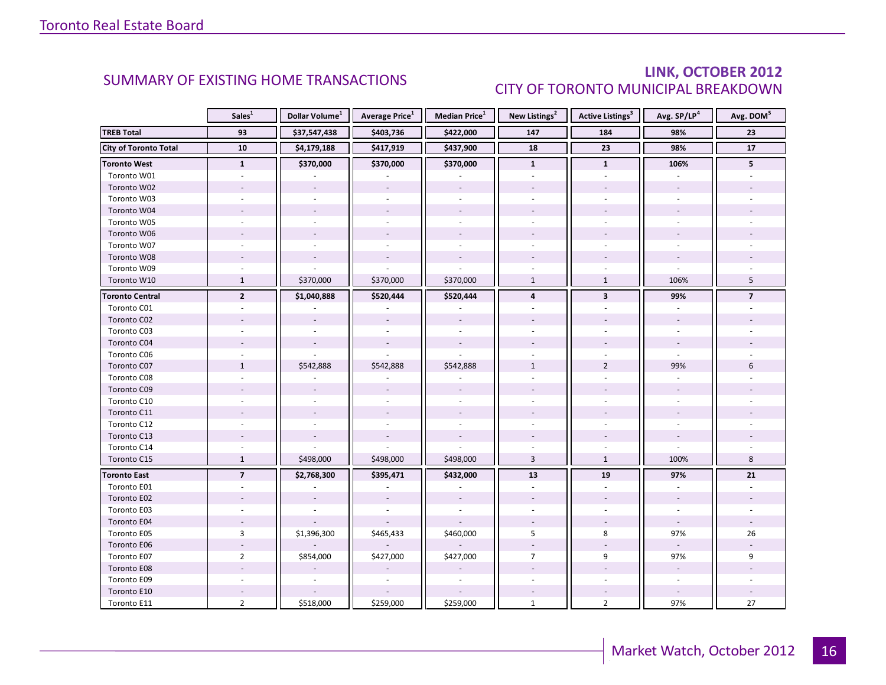## SUMMARY OF EXISTING HOME TRANSACTIONS

## LINK, OCTOBER 2012
### CITY OF TORONTO MUNICIPAL BREAKDOWN

| | Sales[1] | Dollar Volume[1] | Average Price[1] | Median Price[1] | New Listings[2] | Active Listings[3] | Avg. SP/LP[4] | Avg. DOM[5] |
|---|---|---|---|---|---|---|---|---|
| **TREB Total** | **93** | **$37,547,438** | **$403,736** | **$422,000** | **147** | **184** | **98%** | **23** |
| **City of Toronto Total** | **10** | **$4,179,188** | **$417,919** | **$437,900** | **18** | **23** | **98%** | **17** |
| **Toronto West** | **1** | **$370,000** | **$370,000** | **$370,000** | **1** | **1** | **106%** | **5** |
| Toronto W01 | - | - | - | - | - | - | - | - |
| Toronto W02 | - | - | - | - | - | - | - | - |
| Toronto W03 | - | - | - | - | - | - | - | - |
| Toronto W04 | - | - | - | - | - | - | - | - |
| Toronto W05 | - | - | - | - | - | - | - | - |
| Toronto W06 | - | - | - | - | - | - | - | - |
| Toronto W07 | - | - | - | - | - | - | - | - |
| Toronto W08 | - | - | - | - | - | - | - | - |
| Toronto W09 | - | - | - | - | - | - | - | - |
| Toronto W10 | 1 | $370,000 | $370,000 | $370,000 | 1 | 1 | 106% | 5 |
| **Toronto Central** | **2** | **$1,040,888** | **$520,444** | **$520,444** | **4** | **3** | **99%** | **7** |
| Toronto C01 | - | - | - | - | - | - | - | - |
| Toronto C02 | - | - | - | - | - | - | - | - |
| Toronto C03 | - | - | - | - | - | - | - | - |
| Toronto C04 | - | - | - | - | - | - | - | - |
| Toronto C06 | - | - | - | - | - | - | - | - |
| Toronto C07 | 1 | $542,888 | $542,888 | $542,888 | 1 | 2 | 99% | 6 |
| Toronto C08 | - | - | - | - | - | - | - | - |
| Toronto C09 | - | - | - | - | - | - | - | - |
| Toronto C10 | - | - | - | - | - | - | - | - |
| Toronto C11 | - | - | - | - | - | - | - | - |
| Toronto C12 | - | - | - | - | - | - | - | - |
| Toronto C13 | - | - | - | - | - | - | - | - |
| Toronto C14 | - | - | - | - | - | - | - | - |
| Toronto C15 | 1 | $498,000 | $498,000 | $498,000 | 3 | 1 | 100% | 8 |
| **Toronto East** | **7** | **$2,768,300** | **$395,471** | **$432,000** | **13** | **19** | **97%** | **21** |
| Toronto E01 | - | - | - | - | - | - | - | - |
| Toronto E02 | - | - | - | - | - | - | - | - |
| Toronto E03 | - | - | - | - | - | - | - | - |
| Toronto E04 | - | - | - | - | - | - | - | - |
| Toronto E05 | 3 | $1,396,300 | $465,433 | $460,000 | 5 | 8 | 97% | 26 |
| Toronto E06 | - | - | - | - | - | - | - | - |
| Toronto E07 | 2 | $854,000 | $427,000 | $427,000 | 7 | 9 | 97% | 9 |
| Toronto E08 | - | - | - | - | - | - | - | - |
| Toronto E09 | - | - | - | - | - | - | - | - |
| Toronto E10 | - | - | - | - | - | - | - | - |
| Toronto E11 | 2 | $518,000 | $259,000 | $259,000 | 1 | 2 | 97% | 27 |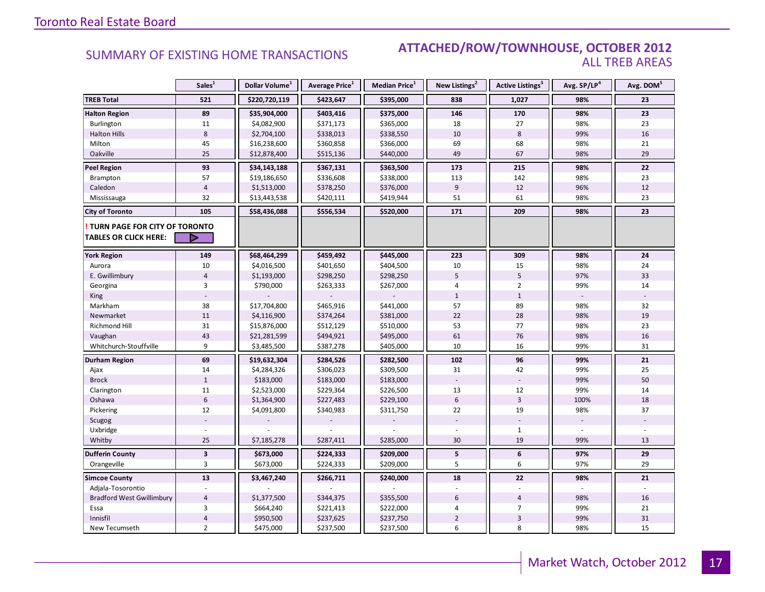## SUMMARY OF EXISTING HOME TRANSACTIONS

## ATTACHED/ROW/TOWNHOUSE, OCTOBER 2012
### ALL TREB AREAS

| | Sales[1] | Dollar Volume[1] | Average Price[1] | Median Price[1] | New Listings[2] | Active Listings[3] | Avg. SP/LP[4] | Avg. DOM[5] |
|---|---|---|---|---|---|---|---|---|
| **TREB Total** | **521** | **$220,720,119** | **$423,647** | **$395,000** | **838** | **1,027** | **98%** | **23** |
| **Halton Region** | **89** | **$35,904,000** | **$403,416** | **$375,000** | **146** | **170** | **98%** | **23** |
| Burlington | 11 | $4,082,900 | $371,173 | $365,000 | 18 | 27 | 98% | 23 |
| Halton Hills | 8 | $2,704,100 | $338,013 | $338,550 | 10 | 8 | 99% | 16 |
| Milton | 45 | $16,238,600 | $360,858 | $366,000 | 69 | 68 | 98% | 21 |
| Oakville | 25 | $12,878,400 | $515,136 | $440,000 | 49 | 67 | 98% | 29 |
| **Peel Region** | **93** | **$34,143,188** | **$367,131** | **$363,500** | **173** | **215** | **98%** | **22** |
| Brampton | 57 | $19,186,650 | $336,608 | $338,000 | 113 | 142 | 98% | 23 |
| Caledon | 4 | $1,513,000 | $378,250 | $376,000 | 9 | 12 | 96% | 12 |
| Mississauga | 32 | $13,443,538 | $420,111 | $419,944 | 51 | 61 | 98% | 23 |
| **City of Toronto** | **105** | **$58,436,088** | **$556,534** | **$520,000** | **171** | **209** | **98%** | **23** |
| **! TURN PAGE FOR CITY OF TORONTO TABLES OR CLICK HERE:** | | | | | | | | |
| **York Region** | **149** | **$68,464,299** | **$459,492** | **$445,000** | **223** | **309** | **98%** | **24** |
| Aurora | 10 | $4,016,500 | $401,650 | $404,500 | 10 | 15 | 98% | 24 |
| E. Gwillimbury | 4 | $1,193,000 | $298,250 | $298,250 | 5 | 5 | 97% | 33 |
| Georgina | 3 | $790,000 | $263,333 | $267,000 | 4 | 2 | 99% | 14 |
| King | - | - | - | - | 1 | 1 | - | - |
| Markham | 38 | $17,704,800 | $465,916 | $441,000 | 57 | 89 | 98% | 32 |
| Newmarket | 11 | $4,116,900 | $374,264 | $381,000 | 22 | 28 | 98% | 19 |
| Richmond Hill | 31 | $15,876,000 | $512,129 | $510,000 | 53 | 77 | 98% | 23 |
| Vaughan | 43 | $21,281,599 | $494,921 | $495,000 | 61 | 76 | 98% | 16 |
| Whitchurch-Stouffville | 9 | $3,485,500 | $387,278 | $405,000 | 10 | 16 | 99% | 31 |
| **Durham Region** | **69** | **$19,632,304** | **$284,526** | **$282,500** | **102** | **96** | **99%** | **21** |
| Ajax | 14 | $4,284,326 | $306,023 | $309,500 | 31 | 42 | 99% | 25 |
| Brock | 1 | $183,000 | $183,000 | $183,000 | - | - | 99% | 50 |
| Clarington | 11 | $2,523,000 | $229,364 | $226,500 | 13 | 12 | 99% | 14 |
| Oshawa | 6 | $1,364,900 | $227,483 | $229,100 | 6 | 3 | 100% | 18 |
| Pickering | 12 | $4,091,800 | $340,983 | $311,750 | 22 | 19 | 98% | 37 |
| Scugog | - | - | - | - | - | - | - | - |
| Uxbridge | - | - | - | - | - | 1 | - | - |
| Whitby | 25 | $7,185,278 | $287,411 | $285,000 | 30 | 19 | 99% | 13 |
| **Dufferin County** | **3** | **$673,000** | **$224,333** | **$209,000** | **5** | **6** | **97%** | **29** |
| Orangeville | 3 | $673,000 | $224,333 | $209,000 | 5 | 6 | 97% | 29 |
| **Simcoe County** | **13** | **$3,467,240** | **$266,711** | **$240,000** | **18** | **22** | **98%** | **21** |
| Adjala-Tosorontio | - | - | - | - | - | - | - | - |
| Bradford West Gwillimbury | 4 | $1,377,500 | $344,375 | $355,500 | 6 | 4 | 98% | 16 |
| Essa | 3 | $664,240 | $221,413 | $222,000 | 4 | 7 | 99% | 21 |
| Innisfil | 4 | $950,500 | $237,625 | $237,750 | 2 | 3 | 99% | 31 |
| New Tecumseth | 2 | $475,000 | $237,500 | $237,500 | 6 | 8 | 98% | 15 |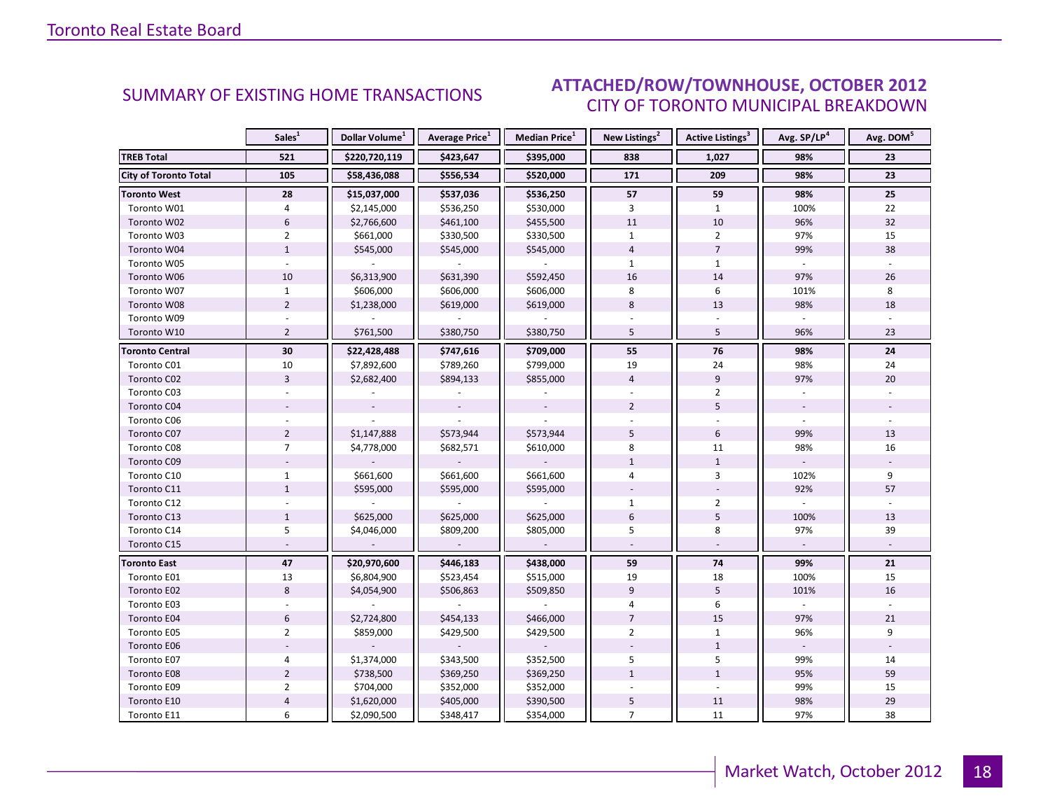## SUMMARY OF EXISTING HOME TRANSACTIONS

## ATTACHED/ROW/TOWNHOUSE, OCTOBER 2012
### CITY OF TORONTO MUNICIPAL BREAKDOWN

| | Sales[1] | Dollar Volume[1] | Average Price[1] | Median Price[1] | New Listings[2] | Active Listings[3] | Avg. SP/LP[4] | Avg. DOM[5] |
|---|---|---|---|---|---|---|---|---|
| **TREB Total** | **521** | **$220,720,119** | **$423,647** | **$395,000** | **838** | **1,027** | **98%** | **23** |
| **City of Toronto Total** | **105** | **$58,436,088** | **$556,534** | **$520,000** | **171** | **209** | **98%** | **23** |
| **Toronto West** | **28** | **$15,037,000** | **$537,036** | **$536,250** | **57** | **59** | **98%** | **25** |
| Toronto W01 | 4 | $2,145,000 | $536,250 | $530,000 | 3 | 1 | 100% | 22 |
| Toronto W02 | 6 | $2,766,600 | $461,100 | $455,500 | 11 | 10 | 96% | 32 |
| Toronto W03 | 2 | $661,000 | $330,500 | $330,500 | 1 | 2 | 97% | 15 |
| Toronto W04 | 1 | $545,000 | $545,000 | $545,000 | 4 | 7 | 99% | 38 |
| Toronto W05 | - | - | - | - | 1 | 1 | - | - |
| Toronto W06 | 10 | $6,313,900 | $631,390 | $592,450 | 16 | 14 | 97% | 26 |
| Toronto W07 | 1 | $606,000 | $606,000 | $606,000 | 8 | 6 | 101% | 8 |
| Toronto W08 | 2 | $1,238,000 | $619,000 | $619,000 | 8 | 13 | 98% | 18 |
| Toronto W09 | - | - | - | - | - | - | - | - |
| Toronto W10 | 2 | $761,500 | $380,750 | $380,750 | 5 | 5 | 96% | 23 |
| **Toronto Central** | **30** | **$22,428,488** | **$747,616** | **$709,000** | **55** | **76** | **98%** | **24** |
| Toronto C01 | 10 | $7,892,600 | $789,260 | $799,000 | 19 | 24 | 98% | 24 |
| Toronto C02 | 3 | $2,682,400 | $894,133 | $855,000 | 4 | 9 | 97% | 20 |
| Toronto C03 | - | - | - | - | - | 2 | - | - |
| Toronto C04 | - | - | - | - | 2 | 5 | - | - |
| Toronto C06 | - | - | - | - | - | - | - | - |
| Toronto C07 | 2 | $1,147,888 | $573,944 | $573,944 | 5 | 6 | 99% | 13 |
| Toronto C08 | 7 | $4,778,000 | $682,571 | $610,000 | 8 | 11 | 98% | 16 |
| Toronto C09 | - | - | - | - | 1 | 1 | - | - |
| Toronto C10 | 1 | $661,600 | $661,600 | $661,600 | 4 | 3 | 102% | 9 |
| Toronto C11 | 1 | $595,000 | $595,000 | $595,000 | - | - | 92% | 57 |
| Toronto C12 | - | - | - | - | 1 | 2 | - | - |
| Toronto C13 | 1 | $625,000 | $625,000 | $625,000 | 6 | 5 | 100% | 13 |
| Toronto C14 | 5 | $4,046,000 | $809,200 | $805,000 | 5 | 8 | 97% | 39 |
| Toronto C15 | - | - | - | - | - | - | - | - |
| **Toronto East** | **47** | **$20,970,600** | **$446,183** | **$438,000** | **59** | **74** | **99%** | **21** |
| Toronto E01 | 13 | $6,804,900 | $523,454 | $515,000 | 19 | 18 | 100% | 15 |
| Toronto E02 | 8 | $4,054,900 | $506,863 | $509,850 | 9 | 5 | 101% | 16 |
| Toronto E03 | - | - | - | - | 4 | 6 | - | - |
| Toronto E04 | 6 | $2,724,800 | $454,133 | $466,000 | 7 | 15 | 97% | 21 |
| Toronto E05 | 2 | $859,000 | $429,500 | $429,500 | 2 | 1 | 96% | 9 |
| Toronto E06 | - | - | - | - | - | 1 | - | - |
| Toronto E07 | 4 | $1,374,000 | $343,500 | $352,500 | 5 | 5 | 99% | 14 |
| Toronto E08 | 2 | $738,500 | $369,250 | $369,250 | 1 | 1 | 95% | 59 |
| Toronto E09 | 2 | $704,000 | $352,000 | $352,000 | - | - | 99% | 15 |
| Toronto E10 | 4 | $1,620,000 | $405,000 | $390,500 | 5 | 11 | 98% | 29 |
| Toronto E11 | 6 | $2,090,500 | $348,417 | $354,000 | 7 | 11 | 97% | 38 |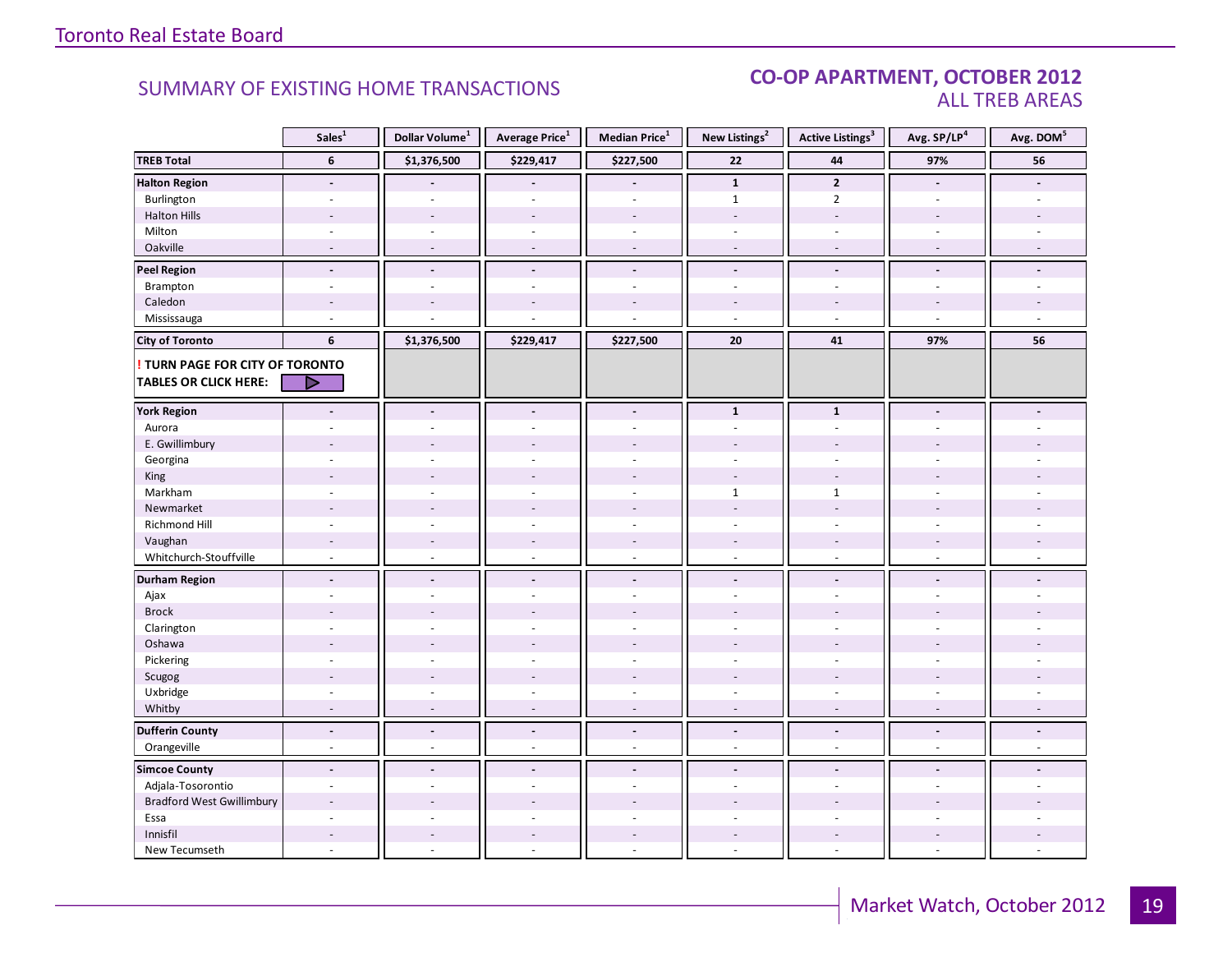# SUMMARY OF EXISTING HOME TRANSACTIONS

## CO-OP APARTMENT, OCTOBER 2012
### ALL TREB AREAS

| | Sales[1] | Dollar Volume[1] | Average Price[1] | Median Price[1] | New Listings[2] | Active Listings[3] | Avg. SP/LP[4] | Avg. DOM[5] |
|---|---|---|---|---|---|---|---|---|
| **TREB Total** | **6** | **$1,376,500** | **$229,417** | **$227,500** | **22** | **44** | **97%** | **56** |
| **Halton Region** | **-** | **-** | **-** | **-** | **1** | **2** | **-** | **-** |
| Burlington | - | - | - | - | 1 | 2 | - | - |
| Halton Hills | - | - | - | - | - | - | - | - |
| Milton | - | - | - | - | - | - | - | - |
| Oakville | - | - | - | - | - | - | - | - |
| **Peel Region** | **-** | **-** | **-** | **-** | **-** | **-** | **-** | **-** |
| Brampton | - | - | - | - | - | - | - | - |
| Caledon | - | - | - | - | - | - | - | - |
| Mississauga | - | - | - | - | - | - | - | - |
| **City of Toronto** | **6** | **$1,376,500** | **$229,417** | **$227,500** | **20** | **41** | **97%** | **56** |
| **! TURN PAGE FOR CITY OF TORONTO TABLES OR CLICK HERE:** | | | | | | | | |
| **York Region** | **-** | **-** | **-** | **-** | **1** | **1** | **-** | **-** |
| Aurora | - | - | - | - | - | - | - | - |
| E. Gwillimbury | - | - | - | - | - | - | - | - |
| Georgina | - | - | - | - | - | - | - | - |
| King | - | - | - | - | - | - | - | - |
| Markham | - | - | - | - | 1 | 1 | - | - |
| Newmarket | - | - | - | - | - | - | - | - |
| Richmond Hill | - | - | - | - | - | - | - | - |
| Vaughan | - | - | - | - | - | - | - | - |
| Whitchurch-Stouffville | - | - | - | - | - | - | - | - |
| **Durham Region** | **-** | **-** | **-** | **-** | **-** | **-** | **-** | **-** |
| Ajax | - | - | - | - | - | - | - | - |
| Brock | - | - | - | - | - | - | - | - |
| Clarington | - | - | - | - | - | - | - | - |
| Oshawa | - | - | - | - | - | - | - | - |
| Pickering | - | - | - | - | - | - | - | - |
| Scugog | - | - | - | - | - | - | - | - |
| Uxbridge | - | - | - | - | - | - | - | - |
| Whitby | - | - | - | - | - | - | - | - |
| **Dufferin County** | **-** | **-** | **-** | **-** | **-** | **-** | **-** | **-** |
| Orangeville | - | - | - | - | - | - | - | - |
| **Simcoe County** | **-** | **-** | **-** | **-** | **-** | **-** | **-** | **-** |
| Adjala-Tosorontio | - | - | - | - | - | - | - | - |
| Bradford West Gwillimbury | - | - | - | - | - | - | - | - |
| Essa | - | - | - | - | - | - | - | - |
| Innisfil | - | - | - | - | - | - | - | - |
| New Tecumseth | - | - | - | - | - | - | - | - |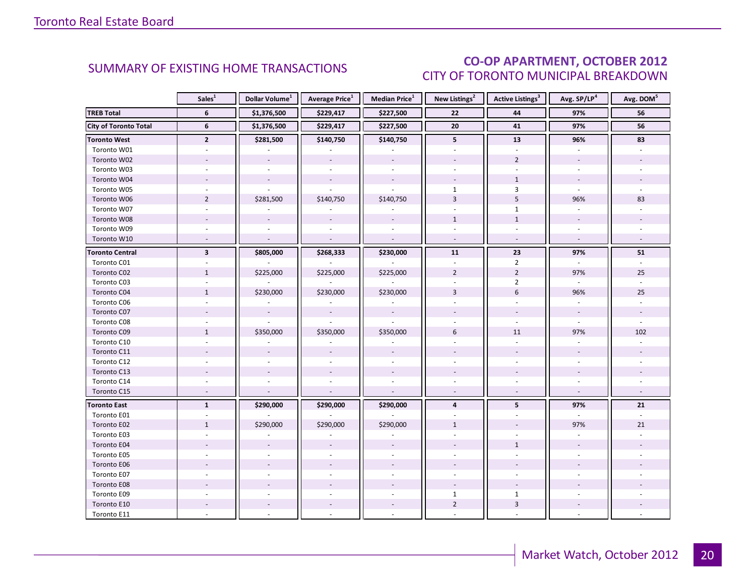## SUMMARY OF EXISTING HOME TRANSACTIONS

## CO-OP APARTMENT, OCTOBER 2012
### CITY OF TORONTO MUNICIPAL BREAKDOWN

| | Sales[1] | Dollar Volume[1] | Average Price[1] | Median Price[1] | New Listings[2] | Active Listings[3] | Avg. SP/LP[4] | Avg. DOM[5] |
|---|---|---|---|---|---|---|---|---|
| **TREB Total** | **6** | **$1,376,500** | **$229,417** | **$227,500** | **22** | **44** | **97%** | **56** |
| **City of Toronto Total** | **6** | **$1,376,500** | **$229,417** | **$227,500** | **20** | **41** | **97%** | **56** |
| **Toronto West** | **2** | **$281,500** | **$140,750** | **$140,750** | **5** | **13** | **96%** | **83** |
| Toronto W01 | - | - | - | - | - | - | - | - |
| Toronto W02 | - | - | - | - | - | 2 | - | - |
| Toronto W03 | - | - | - | - | - | - | - | - |
| Toronto W04 | - | - | - | - | - | 1 | - | - |
| Toronto W05 | - | - | - | - | 1 | 3 | - | - |
| Toronto W06 | 2 | $281,500 | $140,750 | $140,750 | 3 | 5 | 96% | 83 |
| Toronto W07 | - | - | - | - | - | 1 | - | - |
| Toronto W08 | - | - | - | - | 1 | 1 | - | - |
| Toronto W09 | - | - | - | - | - | - | - | - |
| Toronto W10 | - | - | - | - | - | - | - | - |
| **Toronto Central** | **3** | **$805,000** | **$268,333** | **$230,000** | **11** | **23** | **97%** | **51** |
| Toronto C01 | - | - | - | - | - | 2 | - | - |
| Toronto C02 | 1 | $225,000 | $225,000 | $225,000 | 2 | 2 | 97% | 25 |
| Toronto C03 | - | - | - | - | - | 2 | - | - |
| Toronto C04 | 1 | $230,000 | $230,000 | $230,000 | 3 | 6 | 96% | 25 |
| Toronto C06 | - | - | - | - | - | - | - | - |
| Toronto C07 | - | - | - | - | - | - | - | - |
| Toronto C08 | - | - | - | - | - | - | - | - |
| Toronto C09 | 1 | $350,000 | $350,000 | $350,000 | 6 | 11 | 97% | 102 |
| Toronto C10 | - | - | - | - | - | - | - | - |
| Toronto C11 | - | - | - | - | - | - | - | - |
| Toronto C12 | - | - | - | - | - | - | - | - |
| Toronto C13 | - | - | - | - | - | - | - | - |
| Toronto C14 | - | - | - | - | - | - | - | - |
| Toronto C15 | - | - | - | - | - | - | - | - |
| **Toronto East** | **1** | **$290,000** | **$290,000** | **$290,000** | **4** | **5** | **97%** | **21** |
| Toronto E01 | - | - | - | - | - | - | - | - |
| Toronto E02 | 1 | $290,000 | $290,000 | $290,000 | 1 | - | 97% | 21 |
| Toronto E03 | - | - | - | - | - | - | - | - |
| Toronto E04 | - | - | - | - | - | 1 | - | - |
| Toronto E05 | - | - | - | - | - | - | - | - |
| Toronto E06 | - | - | - | - | - | - | - | - |
| Toronto E07 | - | - | - | - | - | - | - | - |
| Toronto E08 | - | - | - | - | - | - | - | - |
| Toronto E09 | - | - | - | - | 1 | 1 | - | - |
| Toronto E10 | - | - | - | - | 2 | 3 | - | - |
| Toronto E11 | - | - | - | - | - | - | - | - |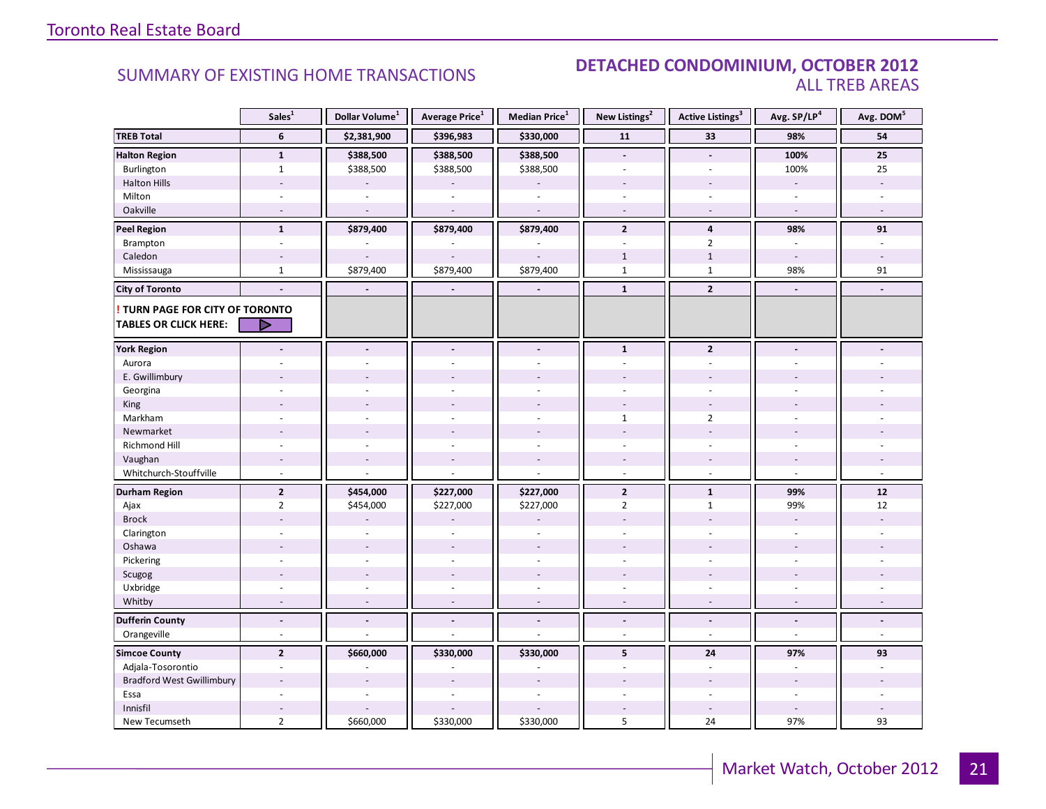## SUMMARY OF EXISTING HOME TRANSACTIONS

## DETACHED CONDOMINIUM, OCTOBER 2012
### ALL TREB AREAS

| | Sales[1] | Dollar Volume[1] | Average Price[1] | Median Price[1] | New Listings[2] | Active Listings[3] | Avg. SP/LP[4] | Avg. DOM[5] |
|---|---|---|---|---|---|---|---|---|
| **TREB Total** | **6** | **$2,381,900** | **$396,983** | **$330,000** | **11** | **33** | **98%** | **54** |
| **Halton Region** | **1** | **$388,500** | **$388,500** | **$388,500** | **-** | **-** | **100%** | **25** |
| Burlington | 1 | $388,500 | $388,500 | $388,500 | - | - | 100% | 25 |
| Halton Hills | - | - | - | - | - | - | - | - |
| Milton | - | - | - | - | - | - | - | - |
| Oakville | - | - | - | - | - | - | - | - |
| **Peel Region** | **1** | **$879,400** | **$879,400** | **$879,400** | **2** | **4** | **98%** | **91** |
| Brampton | - | - | - | - | - | 2 | - | - |
| Caledon | - | - | - | - | 1 | 1 | - | - |
| Mississauga | 1 | $879,400 | $879,400 | $879,400 | 1 | 1 | 98% | 91 |
| **City of Toronto** | **-** | **-** | **-** | **-** | **1** | **2** | **-** | **-** |
| **! TURN PAGE FOR CITY OF TORONTO TABLES OR CLICK HERE:** | | | | | | | | |
| **York Region** | **-** | **-** | **-** | **-** | **1** | **2** | **-** | **-** |
| Aurora | - | - | - | - | - | - | - | - |
| E. Gwillimbury | - | - | - | - | - | - | - | - |
| Georgina | - | - | - | - | - | - | - | - |
| King | - | - | - | - | - | - | - | - |
| Markham | - | - | - | - | 1 | 2 | - | - |
| Newmarket | - | - | - | - | - | - | - | - |
| Richmond Hill | - | - | - | - | - | - | - | - |
| Vaughan | - | - | - | - | - | - | - | - |
| Whitchurch-Stouffville | - | - | - | - | - | - | - | - |
| **Durham Region** | **2** | **$454,000** | **$227,000** | **$227,000** | **2** | **1** | **99%** | **12** |
| Ajax | 2 | $454,000 | $227,000 | $227,000 | 2 | 1 | 99% | 12 |
| Brock | - | - | - | - | - | - | - | - |
| Clarington | - | - | - | - | - | - | - | - |
| Oshawa | - | - | - | - | - | - | - | - |
| Pickering | - | - | - | - | - | - | - | - |
| Scugog | - | - | - | - | - | - | - | - |
| Uxbridge | - | - | - | - | - | - | - | - |
| Whitby | - | - | - | - | - | - | - | - |
| **Dufferin County** | **-** | **-** | **-** | **-** | **-** | **-** | **-** | **-** |
| Orangeville | - | - | - | - | - | - | - | - |
| **Simcoe County** | **2** | **$660,000** | **$330,000** | **$330,000** | **5** | **24** | **97%** | **93** |
| Adjala-Tosorontio | - | - | - | - | - | - | - | - |
| Bradford West Gwillimbury | - | - | - | - | - | - | - | - |
| Essa | - | - | - | - | - | - | - | - |
| Innisfil | - | - | - | - | - | - | - | - |
| New Tecumseth | 2 | $660,000 | $330,000 | $330,000 | 5 | 24 | 97% | 93 |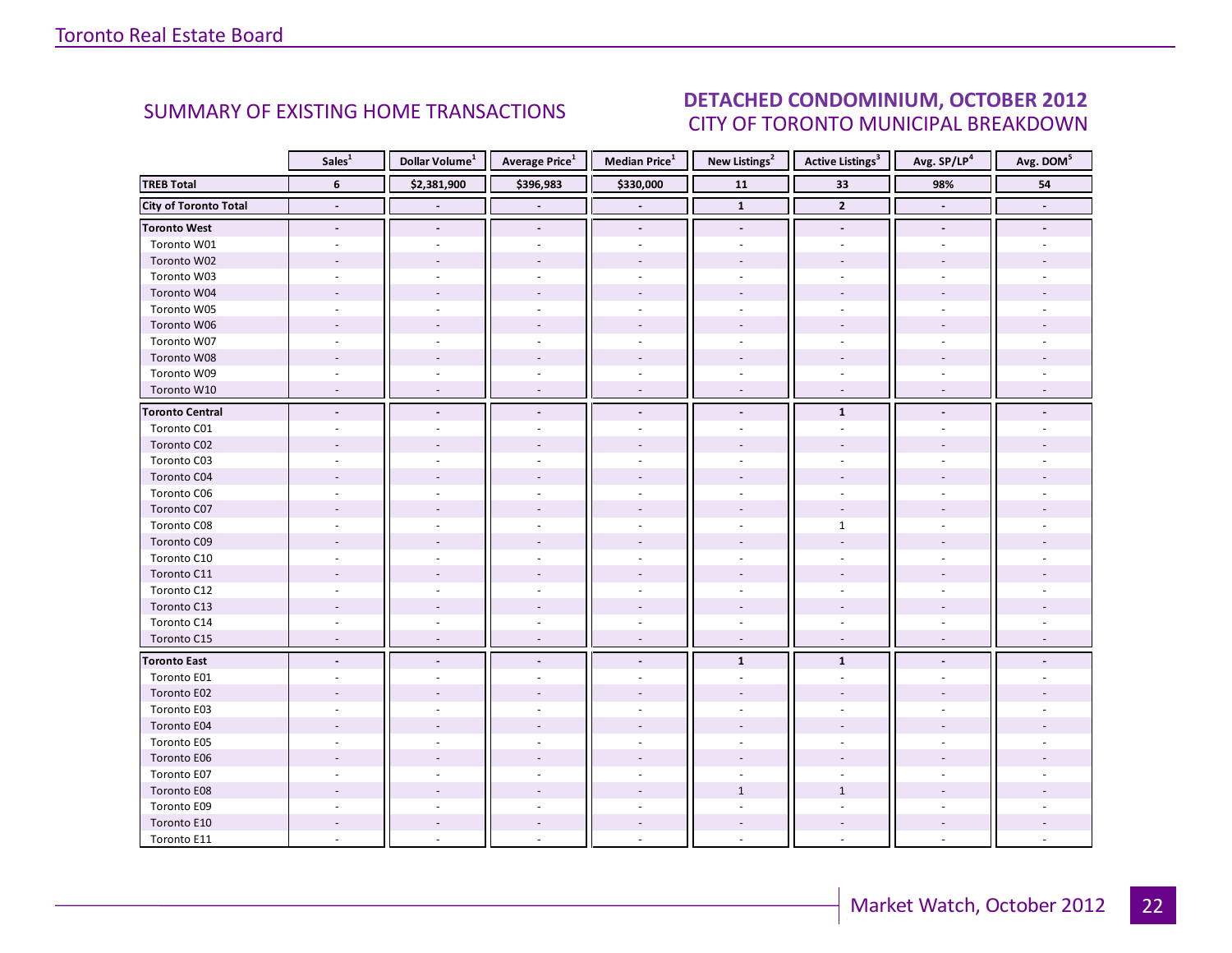## SUMMARY OF EXISTING HOME TRANSACTIONS

## DETACHED CONDOMINIUM, OCTOBER 2012
### CITY OF TORONTO MUNICIPAL BREAKDOWN

| | Sales[1] | Dollar Volume[1] | Average Price[1] | Median Price[1] | New Listings[2] | Active Listings[3] | Avg. SP/LP[4] | Avg. DOM[5] |
|---|---|---|---|---|---|---|---|---|
| **TREB Total** | **6** | **$2,381,900** | **$396,983** | **$330,000** | **11** | **33** | **98%** | **54** |
| **City of Toronto Total** | **-** | **-** | **-** | **-** | **1** | **2** | **-** | **-** |
| **Toronto West** | **-** | **-** | **-** | **-** | **-** | **-** | **-** | **-** |
| Toronto W01 | - | - | - | - | - | - | - | - |
| Toronto W02 | - | - | - | - | - | - | - | - |
| Toronto W03 | - | - | - | - | - | - | - | - |
| Toronto W04 | - | - | - | - | - | - | - | - |
| Toronto W05 | - | - | - | - | - | - | - | - |
| Toronto W06 | - | - | - | - | - | - | - | - |
| Toronto W07 | - | - | - | - | - | - | - | - |
| Toronto W08 | - | - | - | - | - | - | - | - |
| Toronto W09 | - | - | - | - | - | - | - | - |
| Toronto W10 | - | - | - | - | - | - | - | - |
| **Toronto Central** | **-** | **-** | **-** | **-** | **-** | **1** | **-** | **-** |
| Toronto C01 | - | - | - | - | - | - | - | - |
| Toronto C02 | - | - | - | - | - | - | - | - |
| Toronto C03 | - | - | - | - | - | - | - | - |
| Toronto C04 | - | - | - | - | - | - | - | - |
| Toronto C06 | - | - | - | - | - | - | - | - |
| Toronto C07 | - | - | - | - | - | - | - | - |
| Toronto C08 | - | - | - | - | - | 1 | - | - |
| Toronto C09 | - | - | - | - | - | - | - | - |
| Toronto C10 | - | - | - | - | - | - | - | - |
| Toronto C11 | - | - | - | - | - | - | - | - |
| Toronto C12 | - | - | - | - | - | - | - | - |
| Toronto C13 | - | - | - | - | - | - | - | - |
| Toronto C14 | - | - | - | - | - | - | - | - |
| Toronto C15 | - | - | - | - | - | - | - | - |
| **Toronto East** | **-** | **-** | **-** | **-** | **1** | **1** | **-** | **-** |
| Toronto E01 | - | - | - | - | - | - | - | - |
| Toronto E02 | - | - | - | - | - | - | - | - |
| Toronto E03 | - | - | - | - | - | - | - | - |
| Toronto E04 | - | - | - | - | - | - | - | - |
| Toronto E05 | - | - | - | - | - | - | - | - |
| Toronto E06 | - | - | - | - | - | - | - | - |
| Toronto E07 | - | - | - | - | - | - | - | - |
| Toronto E08 | - | - | - | - | 1 | 1 | - | - |
| Toronto E09 | - | - | - | - | - | - | - | - |
| Toronto E10 | - | - | - | - | - | - | - | - |
| Toronto E11 | - | - | - | - | - | - | - | - |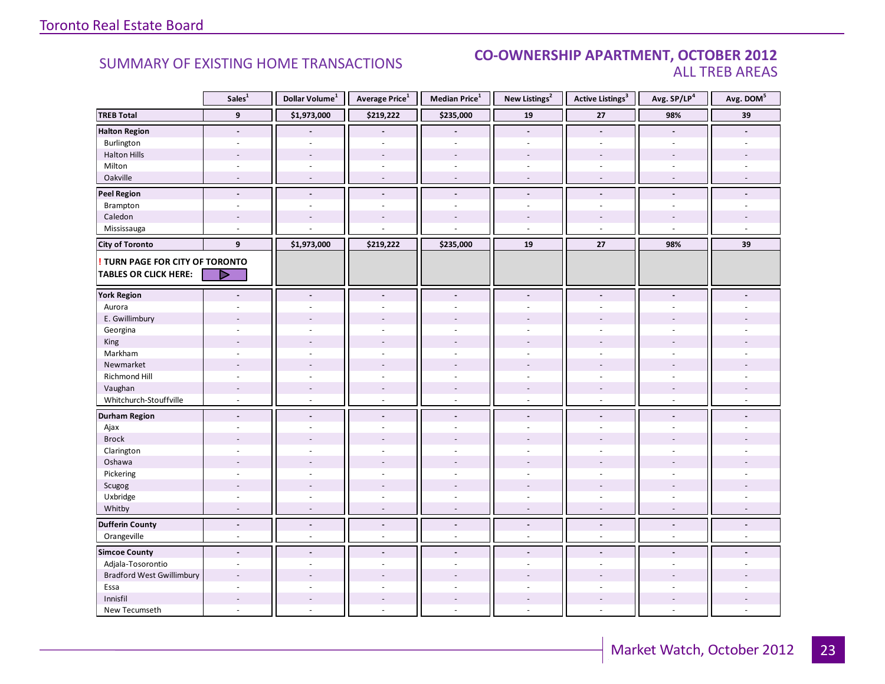## SUMMARY OF EXISTING HOME TRANSACTIONS

## CO-OWNERSHIP APARTMENT, OCTOBER 2012
### ALL TREB AREAS

| | Sales[1] | Dollar Volume[1] | Average Price[1] | Median Price[1] | New Listings[2] | Active Listings[3] | Avg. SP/LP[4] | Avg. DOM[5] |
|---|---|---|---|---|---|---|---|---|
| **TREB Total** | **9** | **$1,973,000** | **$219,222** | **$235,000** | **19** | **27** | **98%** | **39** |
| **Halton Region** | **-** | **-** | **-** | **-** | **-** | **-** | **-** | **-** |
| Burlington | - | - | - | - | - | - | - | - |
| Halton Hills | - | - | - | - | - | - | - | - |
| Milton | - | - | - | - | - | - | - | - |
| Oakville | - | - | - | - | - | - | - | - |
| **Peel Region** | **-** | **-** | **-** | **-** | **-** | **-** | **-** | **-** |
| Brampton | - | - | - | - | - | - | - | - |
| Caledon | - | - | - | - | - | - | - | - |
| Mississauga | - | - | - | - | - | - | - | - |
| **City of Toronto** | **9** | **$1,973,000** | **$219,222** | **$235,000** | **19** | **27** | **98%** | **39** |
| **! TURN PAGE FOR CITY OF TORONTO TABLES OR CLICK HERE:** | | | | | | | | |
| **York Region** | **-** | **-** | **-** | **-** | **-** | **-** | **-** | **-** |
| Aurora | - | - | - | - | - | - | - | - |
| E. Gwillimbury | - | - | - | - | - | - | - | - |
| Georgina | - | - | - | - | - | - | - | - |
| King | - | - | - | - | - | - | - | - |
| Markham | - | - | - | - | - | - | - | - |
| Newmarket | - | - | - | - | - | - | - | - |
| Richmond Hill | - | - | - | - | - | - | - | - |
| Vaughan | - | - | - | - | - | - | - | - |
| Whitchurch-Stouffville | - | - | - | - | - | - | - | - |
| **Durham Region** | **-** | **-** | **-** | **-** | **-** | **-** | **-** | **-** |
| Ajax | - | - | - | - | - | - | - | - |
| Brock | - | - | - | - | - | - | - | - |
| Clarington | - | - | - | - | - | - | - | - |
| Oshawa | - | - | - | - | - | - | - | - |
| Pickering | - | - | - | - | - | - | - | - |
| Scugog | - | - | - | - | - | - | - | - |
| Uxbridge | - | - | - | - | - | - | - | - |
| Whitby | - | - | - | - | - | - | - | - |
| **Dufferin County** | **-** | **-** | **-** | **-** | **-** | **-** | **-** | **-** |
| Orangeville | - | - | - | - | - | - | - | - |
| **Simcoe County** | **-** | **-** | **-** | **-** | **-** | **-** | **-** | **-** |
| Adjala-Tosorontio | - | - | - | - | - | - | - | - |
| Bradford West Gwillimbury | - | - | - | - | - | - | - | - |
| Essa | - | - | - | - | - | - | - | - |
| Innisfil | - | - | - | - | - | - | - | - |
| New Tecumseth | - | - | - | - | - | - | - | - |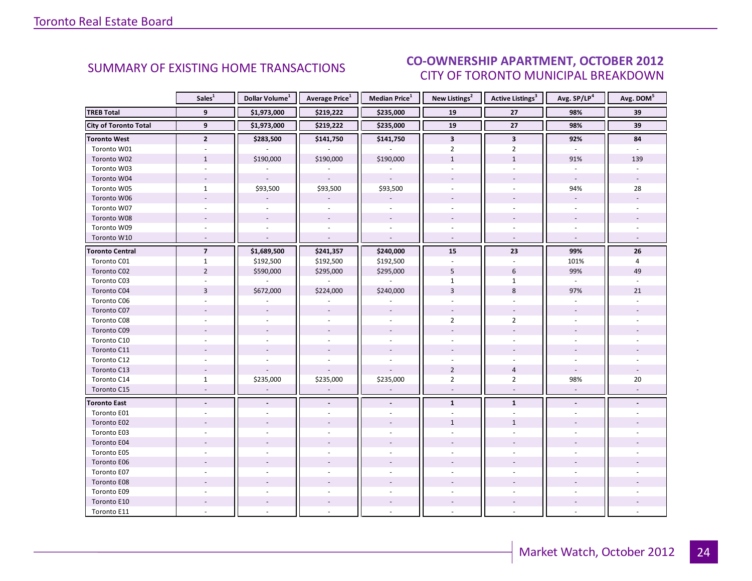## SUMMARY OF EXISTING HOME TRANSACTIONS

## CO-OWNERSHIP APARTMENT, OCTOBER 2012
### CITY OF TORONTO MUNICIPAL BREAKDOWN

| | Sales[1] | Dollar Volume[1] | Average Price[1] | Median Price[1] | New Listings[2] | Active Listings[3] | Avg. SP/LP[4] | Avg. DOM[5] |
|---|---|---|---|---|---|---|---|---|
| **TREB Total** | **9** | **$1,973,000** | **$219,222** | **$235,000** | **19** | **27** | **98%** | **39** |
| **City of Toronto Total** | **9** | **$1,973,000** | **$219,222** | **$235,000** | **19** | **27** | **98%** | **39** |
| **Toronto West** | **2** | **$283,500** | **$141,750** | **$141,750** | **3** | **3** | **92%** | **84** |
| Toronto W01 | - | - | - | - | 2 | 2 | - | - |
| Toronto W02 | 1 | $190,000 | $190,000 | $190,000 | 1 | 1 | 91% | 139 |
| Toronto W03 | - | - | - | - | - | - | - | - |
| Toronto W04 | - | - | - | - | - | - | - | - |
| Toronto W05 | 1 | $93,500 | $93,500 | $93,500 | - | - | 94% | 28 |
| Toronto W06 | - | - | - | - | - | - | - | - |
| Toronto W07 | - | - | - | - | - | - | - | - |
| Toronto W08 | - | - | - | - | - | - | - | - |
| Toronto W09 | - | - | - | - | - | - | - | - |
| Toronto W10 | - | - | - | - | - | - | - | - |
| **Toronto Central** | **7** | **$1,689,500** | **$241,357** | **$240,000** | **15** | **23** | **99%** | **26** |
| Toronto C01 | 1 | $192,500 | $192,500 | $192,500 | - | - | 101% | 4 |
| Toronto C02 | 2 | $590,000 | $295,000 | $295,000 | 5 | 6 | 99% | 49 |
| Toronto C03 | - | - | - | - | 1 | 1 | - | - |
| Toronto C04 | 3 | $672,000 | $224,000 | $240,000 | 3 | 8 | 97% | 21 |
| Toronto C06 | - | - | - | - | - | - | - | - |
| Toronto C07 | - | - | - | - | - | - | - | - |
| Toronto C08 | - | - | - | - | 2 | 2 | - | - |
| Toronto C09 | - | - | - | - | - | - | - | - |
| Toronto C10 | - | - | - | - | - | - | - | - |
| Toronto C11 | - | - | - | - | - | - | - | - |
| Toronto C12 | - | - | - | - | - | - | - | - |
| Toronto C13 | - | - | - | - | 2 | 4 | - | - |
| Toronto C14 | 1 | $235,000 | $235,000 | $235,000 | 2 | 2 | 98% | 20 |
| Toronto C15 | - | - | - | - | - | - | - | - |
| **Toronto East** | **-** | **-** | **-** | **-** | **1** | **1** | **-** | **-** |
| Toronto E01 | - | - | - | - | - | - | - | - |
| Toronto E02 | - | - | - | - | 1 | 1 | - | - |
| Toronto E03 | - | - | - | - | - | - | - | - |
| Toronto E04 | - | - | - | - | - | - | - | - |
| Toronto E05 | - | - | - | - | - | - | - | - |
| Toronto E06 | - | - | - | - | - | - | - | - |
| Toronto E07 | - | - | - | - | - | - | - | - |
| Toronto E08 | - | - | - | - | - | - | - | - |
| Toronto E09 | - | - | - | - | - | - | - | - |
| Toronto E10 | - | - | - | - | - | - | - | - |
| Toronto E11 | - | - | - | - | - | - | - | - |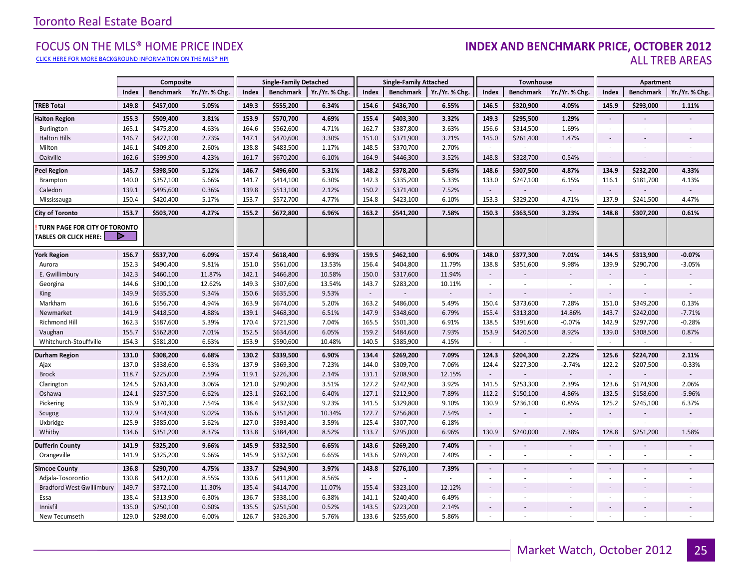Toronto Real Estate Board

## FOCUS ON THE MLS® HOME PRICE INDEX

CLICK HERE FOR MORE BACKGROUND INFORMATION ON THE MLS® HPI

## INDEX AND BENCHMARK PRICE, OCTOBER 2012

### ALL TREB AREAS

| | Composite | | | Single-Family Detached | | | Single-Family Attached | | | Townhouse | | | Apartment | | |
|---|---|---|---|---|---|---|---|---|---|---|---|---|---|---|---|
| | Index | Benchmark | Yr./Yr. % Chg. | Index | Benchmark | Yr./Yr. % Chg. | Index | Benchmark | Yr./Yr. % Chg. | Index | Benchmark | Yr./Yr. % Chg. | Index | Benchmark | Yr./Yr. % Chg. |
| **TREB Total** | **149.8** | **$457,000** | **5.05%** | **149.3** | **$555,200** | **6.34%** | **154.6** | **$436,700** | **6.55%** | **146.5** | **$320,900** | **4.05%** | **145.9** | **$293,000** | **1.11%** |
| **Halton Region** | **155.3** | **$509,400** | **3.81%** | **153.9** | **$570,700** | **4.69%** | **155.4** | **$403,300** | **3.32%** | **149.3** | **$295,500** | **1.29%** | **-** | **-** | **-** |
| Burlington | 165.1 | $475,800 | 4.63% | 164.6 | $562,600 | 4.71% | 162.7 | $387,800 | 3.63% | 156.6 | $314,500 | 1.69% | - | - | - |
| Halton Hills | 146.7 | $427,100 | 2.73% | 147.1 | $470,600 | 3.30% | 151.0 | $371,900 | 3.21% | 145.0 | $261,400 | 1.47% | - | - | - |
| Milton | 146.1 | $409,800 | 2.60% | 138.8 | $483,500 | 1.17% | 148.5 | $370,700 | 2.70% | - | - | - | - | - | - |
| Oakville | 162.6 | $599,900 | 4.23% | 161.7 | $670,200 | 6.10% | 164.9 | $446,300 | 3.52% | 148.8 | $328,700 | 0.54% | - | - | - |
| **Peel Region** | **145.7** | **$398,500** | **5.12%** | **146.7** | **$496,600** | **5.31%** | **148.2** | **$378,200** | **5.63%** | **148.6** | **$307,500** | **4.87%** | **134.9** | **$232,200** | **4.33%** |
| Brampton | 140.0 | $357,100 | 5.66% | 141.7 | $414,100 | 6.30% | 142.3 | $335,200 | 5.33% | 133.0 | $247,100 | 6.15% | 116.1 | $181,700 | 4.13% |
| Caledon | 139.1 | $495,600 | 0.36% | 139.8 | $513,100 | 2.12% | 150.2 | $371,400 | 7.52% | - | - | - | - | - | - |
| Mississauga | 150.4 | $420,400 | 5.17% | 153.7 | $572,700 | 4.77% | 154.8 | $423,100 | 6.10% | 153.3 | $329,200 | 4.71% | 137.9 | $241,500 | 4.47% |
| **City of Toronto** | **153.7** | **$503,700** | **4.27%** | **155.2** | **$672,800** | **6.96%** | **163.2** | **$541,200** | **7.58%** | **150.3** | **$363,500** | **3.23%** | **148.8** | **$307,200** | **0.61%** |
| **! TURN PAGE FOR CITY OF TORONTO TABLES OR CLICK HERE:** | | | | | | | | | | | | | | | |
| **York Region** | **156.7** | **$537,700** | **6.09%** | **157.4** | **$618,400** | **6.93%** | **159.5** | **$462,100** | **6.90%** | **148.0** | **$377,300** | **7.01%** | **144.5** | **$313,900** | **-0.07%** |
| Aurora | 152.3 | $490,400 | 9.81% | 151.0 | $561,000 | 13.53% | 156.4 | $404,800 | 11.79% | 138.8 | $351,600 | 9.98% | 139.9 | $290,700 | -3.05% |
| E. Gwillimbury | 142.3 | $460,100 | 11.87% | 142.1 | $466,800 | 10.58% | 150.0 | $317,600 | 11.94% | - | - | - | - | - | - |
| Georgina | 144.6 | $300,100 | 12.62% | 149.3 | $307,600 | 13.54% | 143.7 | $283,200 | 10.11% | - | - | - | - | - | - |
| King | 149.9 | $635,500 | 9.34% | 150.6 | $635,500 | 9.53% | - | - | - | - | - | - | - | - | - |
| Markham | 161.6 | $556,700 | 4.94% | 163.9 | $674,000 | 5.20% | 163.2 | $486,000 | 5.49% | 150.4 | $373,600 | 7.28% | 151.0 | $349,200 | 0.13% |
| Newmarket | 141.9 | $418,500 | 4.88% | 139.1 | $468,300 | 6.51% | 147.9 | $348,600 | 6.79% | 155.4 | $313,800 | 14.86% | 143.7 | $242,000 | -7.71% |
| Richmond Hill | 162.3 | $587,600 | 5.39% | 170.4 | $721,900 | 7.04% | 165.5 | $501,300 | 6.91% | 138.5 | $391,600 | -0.07% | 142.9 | $297,700 | -0.28% |
| Vaughan | 155.7 | $562,800 | 7.01% | 152.5 | $634,600 | 6.05% | 159.2 | $484,600 | 7.93% | 153.9 | $420,500 | 8.92% | 139.0 | $308,500 | 0.87% |
| Whitchurch-Stouffville | 154.3 | $581,800 | 6.63% | 153.9 | $590,600 | 10.48% | 140.5 | $385,900 | 4.15% | - | - | - | - | - | - |
| **Durham Region** | **131.0** | **$308,200** | **6.68%** | **130.2** | **$339,500** | **6.90%** | **134.4** | **$269,200** | **7.09%** | **124.3** | **$204,300** | **2.22%** | **125.6** | **$224,700** | **2.11%** |
| Ajax | 137.0 | $338,600 | 6.53% | 137.9 | $369,300 | 7.23% | 144.0 | $309,700 | 7.06% | 124.4 | $227,300 | -2.74% | 122.2 | $207,500 | -0.33% |
| Brock | 118.7 | $225,000 | 2.59% | 119.1 | $226,300 | 2.14% | 131.1 | $208,900 | 12.15% | - | - | - | - | - | - |
| Clarington | 124.5 | $263,400 | 3.06% | 121.0 | $290,800 | 3.51% | 127.2 | $242,900 | 3.92% | 141.5 | $253,300 | 2.39% | 123.6 | $174,900 | 2.06% |
| Oshawa | 124.1 | $237,500 | 6.62% | 123.1 | $262,100 | 6.40% | 127.1 | $212,900 | 7.89% | 112.2 | $150,100 | 4.86% | 132.5 | $158,600 | -5.96% |
| Pickering | 136.9 | $370,300 | 7.54% | 138.4 | $432,900 | 9.23% | 141.5 | $329,800 | 9.10% | 130.9 | $236,100 | 0.85% | 125.2 | $245,100 | 6.37% |
| Scugog | 132.9 | $344,900 | 9.02% | 136.6 | $351,800 | 10.34% | 122.7 | $256,800 | 7.54% | - | - | - | - | - | - |
| Uxbridge | 125.9 | $385,000 | 5.62% | 127.0 | $393,400 | 3.59% | 125.4 | $307,700 | 6.18% | - | - | - | - | - | - |
| Whitby | 134.6 | $351,200 | 8.37% | 133.8 | $384,400 | 8.52% | 133.7 | $295,000 | 6.96% | 130.9 | $240,000 | 7.38% | 128.8 | $251,200 | 1.58% |
| **Dufferin County** | **141.9** | **$325,200** | **9.66%** | **145.9** | **$332,500** | **6.65%** | **143.6** | **$269,200** | **7.40%** | **-** | **-** | **-** | **-** | **-** | **-** |
| Orangeville | 141.9 | $325,200 | 9.66% | 145.9 | $332,500 | 6.65% | 143.6 | $269,200 | 7.40% | - | - | - | - | - | - |
| **Simcoe County** | **136.8** | **$290,700** | **4.75%** | **133.7** | **$294,900** | **3.97%** | **143.8** | **$276,100** | **7.39%** | **-** | **-** | **-** | **-** | **-** | **-** |
| Adjala-Tosorontio | 130.8 | $412,000 | 8.55% | 130.6 | $411,800 | 8.56% | - | - | - | - | - | - | - | - | - |
| Bradford West Gwillimbury | 149.7 | $372,100 | 11.30% | 135.4 | $414,700 | 11.07% | 155.4 | $323,100 | 12.12% | - | - | - | - | - | - |
| Essa | 138.4 | $313,900 | 6.30% | 136.7 | $338,100 | 6.38% | 141.1 | $240,400 | 6.49% | - | - | - | - | - | - |
| Innisfil | 135.0 | $250,100 | 0.60% | 135.5 | $251,500 | 0.52% | 143.5 | $223,200 | 2.14% | - | - | - | - | - | - |
| New Tecumseth | 129.0 | $298,000 | 6.00% | 126.7 | $326,300 | 5.76% | 133.6 | $255,600 | 5.86% | - | - | - | - | - | - |

Market Watch, October 2012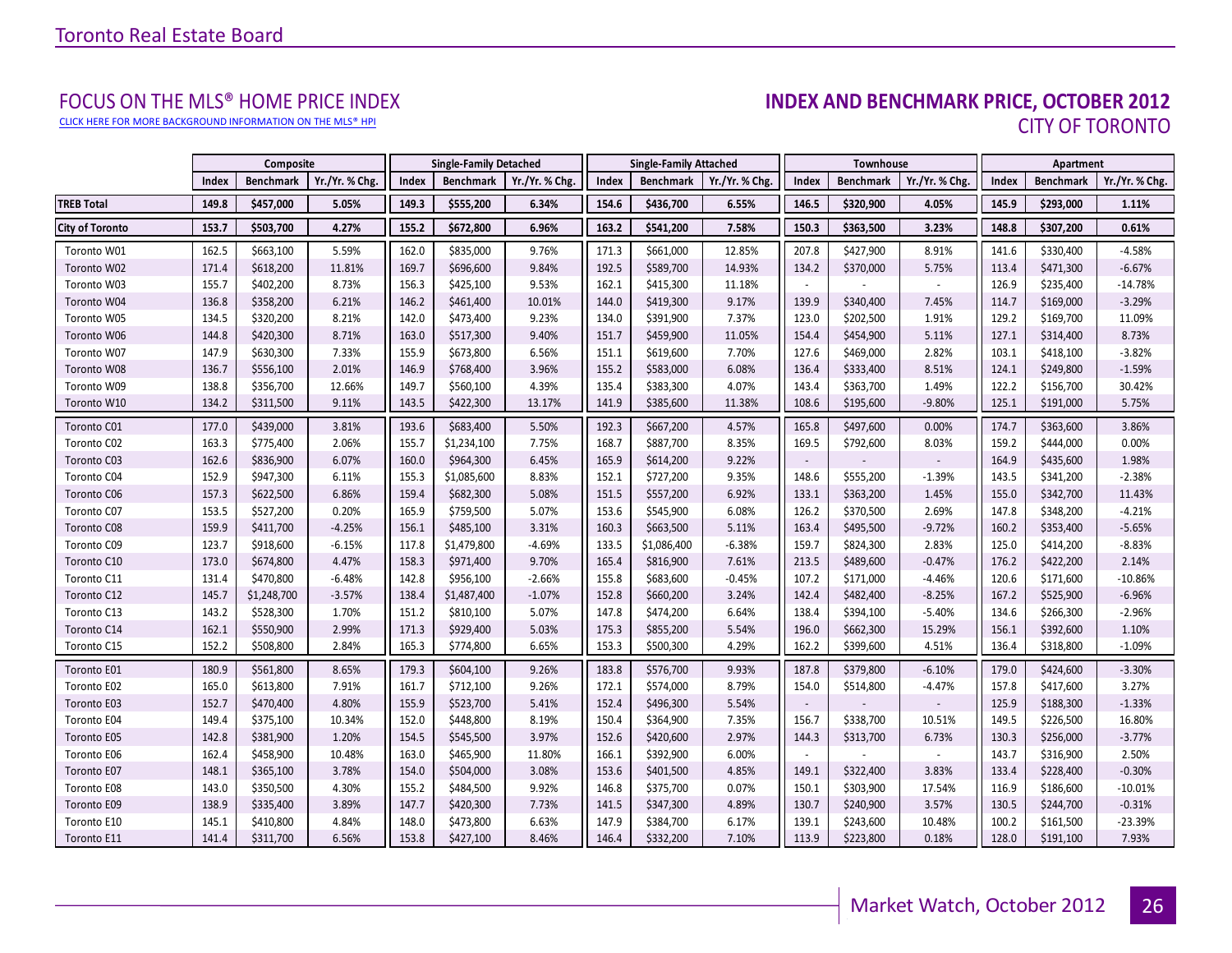## FOCUS ON THE MLS® HOME PRICE INDEX

CLICK HERE FOR MORE BACKGROUND INFORMATION ON THE MLS® HPI

## INDEX AND BENCHMARK PRICE, OCTOBER 2012

### CITY OF TORONTO

| | Composite | | | Single-Family Detached | | | Single-Family Attached | | | Townhouse | | | Apartment | | |
|---|---|---|---|---|---|---|---|---|---|---|---|---|---|---|---|
| | Index | Benchmark | Yr./Yr. % Chg. | Index | Benchmark | Yr./Yr. % Chg. | Index | Benchmark | Yr./Yr. % Chg. | Index | Benchmark | Yr./Yr. % Chg. | Index | Benchmark | Yr./Yr. % Chg. |
| **TREB Total** | **149.8** | **$457,000** | **5.05%** | **149.3** | **$555,200** | **6.34%** | **154.6** | **$436,700** | **6.55%** | **146.5** | **$320,900** | **4.05%** | **145.9** | **$293,000** | **1.11%** |
| **City of Toronto** | **153.7** | **$503,700** | **4.27%** | **155.2** | **$672,800** | **6.96%** | **163.2** | **$541,200** | **7.58%** | **150.3** | **$363,500** | **3.23%** | **148.8** | **$307,200** | **0.61%** |
| Toronto W01 | 162.5 | $663,100 | 5.59% | 162.0 | $835,000 | 9.76% | 171.3 | $661,000 | 12.85% | 207.8 | $427,900 | 8.91% | 141.6 | $330,400 | -4.58% |
| Toronto W02 | 171.4 | $618,200 | 11.81% | 169.7 | $696,600 | 9.84% | 192.5 | $589,700 | 14.93% | 134.2 | $370,000 | 5.75% | 113.4 | $471,300 | -6.67% |
| Toronto W03 | 155.7 | $402,200 | 8.73% | 156.3 | $425,100 | 9.53% | 162.1 | $415,300 | 11.18% | - | - | - | 126.9 | $235,400 | -14.78% |
| Toronto W04 | 136.8 | $358,200 | 6.21% | 146.2 | $461,400 | 10.01% | 144.0 | $419,300 | 9.17% | 139.9 | $340,400 | 7.45% | 114.7 | $169,000 | -3.29% |
| Toronto W05 | 134.5 | $320,200 | 8.21% | 142.0 | $473,400 | 9.23% | 134.0 | $391,900 | 7.37% | 123.0 | $202,500 | 1.91% | 129.2 | $169,700 | 11.09% |
| Toronto W06 | 144.8 | $420,300 | 8.71% | 163.0 | $517,300 | 9.40% | 151.7 | $459,900 | 11.05% | 154.4 | $454,900 | 5.11% | 127.1 | $314,400 | 8.73% |
| Toronto W07 | 147.9 | $630,300 | 7.33% | 155.9 | $673,800 | 6.56% | 151.1 | $619,600 | 7.70% | 127.6 | $469,000 | 2.82% | 103.1 | $418,100 | -3.82% |
| Toronto W08 | 136.7 | $556,100 | 2.01% | 146.9 | $768,400 | 3.96% | 155.2 | $583,000 | 6.08% | 136.4 | $333,400 | 8.51% | 124.1 | $249,800 | -1.59% |
| Toronto W09 | 138.8 | $356,700 | 12.66% | 149.7 | $560,100 | 4.39% | 135.4 | $383,300 | 4.07% | 143.4 | $363,700 | 1.49% | 122.2 | $156,700 | 30.42% |
| Toronto W10 | 134.2 | $311,500 | 9.11% | 143.5 | $422,300 | 13.17% | 141.9 | $385,600 | 11.38% | 108.6 | $195,600 | -9.80% | 125.1 | $191,000 | 5.75% |
| Toronto C01 | 177.0 | $439,000 | 3.81% | 193.6 | $683,400 | 5.50% | 192.3 | $667,200 | 4.57% | 165.8 | $497,600 | 0.00% | 174.7 | $363,600 | 3.86% |
| Toronto C02 | 163.3 | $775,400 | 2.06% | 155.7 | $1,234,100 | 7.75% | 168.7 | $887,700 | 8.35% | 169.5 | $792,600 | 8.03% | 159.2 | $444,000 | 0.00% |
| Toronto C03 | 162.6 | $836,900 | 6.07% | 160.0 | $964,300 | 6.45% | 165.9 | $614,200 | 9.22% | - | - | - | 164.9 | $435,600 | 1.98% |
| Toronto C04 | 152.9 | $947,300 | 6.11% | 155.3 | $1,085,600 | 8.83% | 152.1 | $727,200 | 9.35% | 148.6 | $555,200 | -1.39% | 143.5 | $341,200 | -2.38% |
| Toronto C06 | 157.3 | $622,500 | 6.86% | 159.4 | $682,300 | 5.08% | 151.5 | $557,200 | 6.92% | 133.1 | $363,200 | 1.45% | 155.0 | $342,700 | 11.43% |
| Toronto C07 | 153.5 | $527,200 | 0.20% | 165.9 | $759,500 | 5.07% | 153.6 | $545,900 | 6.08% | 126.2 | $370,500 | 2.69% | 147.8 | $348,200 | -4.21% |
| Toronto C08 | 159.9 | $411,700 | -4.25% | 156.1 | $485,100 | 3.31% | 160.3 | $663,500 | 5.11% | 163.4 | $495,500 | -9.72% | 160.2 | $353,400 | -5.65% |
| Toronto C09 | 123.7 | $918,600 | -6.15% | 117.8 | $1,479,800 | -4.69% | 133.5 | $1,086,400 | -6.38% | 159.7 | $824,300 | 2.83% | 125.0 | $414,200 | -8.83% |
| Toronto C10 | 173.0 | $674,800 | 4.47% | 158.3 | $971,400 | 9.70% | 165.4 | $816,900 | 7.61% | 213.5 | $489,600 | -0.47% | 176.2 | $422,200 | 2.14% |
| Toronto C11 | 131.4 | $470,800 | -6.48% | 142.8 | $956,100 | -2.66% | 155.8 | $683,600 | -0.45% | 107.2 | $171,000 | -4.46% | 120.6 | $171,600 | -10.86% |
| Toronto C12 | 145.7 | $1,248,700 | -3.57% | 138.4 | $1,487,400 | -1.07% | 152.8 | $660,200 | 3.24% | 142.4 | $482,400 | -8.25% | 167.2 | $525,900 | -6.96% |
| Toronto C13 | 143.2 | $528,300 | 1.70% | 151.2 | $810,100 | 5.07% | 147.8 | $474,200 | 6.64% | 138.4 | $394,100 | -5.40% | 134.6 | $266,300 | -2.96% |
| Toronto C14 | 162.1 | $550,900 | 2.99% | 171.3 | $929,400 | 5.03% | 175.3 | $855,200 | 5.54% | 196.0 | $662,300 | 15.29% | 156.1 | $392,600 | 1.10% |
| Toronto C15 | 152.2 | $508,800 | 2.84% | 165.3 | $774,800 | 6.65% | 153.3 | $500,300 | 4.29% | 162.2 | $399,600 | 4.51% | 136.4 | $318,800 | -1.09% |
| Toronto E01 | 180.9 | $561,800 | 8.65% | 179.3 | $604,100 | 9.26% | 183.8 | $576,700 | 9.93% | 187.8 | $379,800 | -6.10% | 179.0 | $424,600 | -3.30% |
| Toronto E02 | 165.0 | $613,800 | 7.91% | 161.7 | $712,100 | 9.26% | 172.1 | $574,000 | 8.79% | 154.0 | $514,800 | -4.47% | 157.8 | $417,600 | 3.27% |
| Toronto E03 | 152.7 | $470,400 | 4.80% | 155.9 | $523,700 | 5.41% | 152.4 | $496,300 | 5.54% | - | - | - | 125.9 | $188,300 | -1.33% |
| Toronto E04 | 149.4 | $375,100 | 10.34% | 152.0 | $448,800 | 8.19% | 150.4 | $364,900 | 7.35% | 156.7 | $338,700 | 10.51% | 149.5 | $226,500 | 16.80% |
| Toronto E05 | 142.8 | $381,900 | 1.20% | 154.5 | $545,500 | 3.97% | 152.6 | $420,600 | 2.97% | 144.3 | $313,700 | 6.73% | 130.3 | $256,000 | -3.77% |
| Toronto E06 | 162.4 | $458,900 | 10.48% | 163.0 | $465,900 | 11.80% | 166.1 | $392,900 | 6.00% | - | - | - | 143.7 | $316,900 | 2.50% |
| Toronto E07 | 148.1 | $365,100 | 3.78% | 154.0 | $504,000 | 3.08% | 153.6 | $401,500 | 4.85% | 149.1 | $322,400 | 3.83% | 133.4 | $228,400 | -0.30% |
| Toronto E08 | 143.0 | $350,500 | 4.30% | 155.2 | $484,500 | 9.92% | 146.8 | $375,700 | 0.07% | 150.1 | $303,900 | 17.54% | 116.9 | $186,600 | -10.01% |
| Toronto E09 | 138.9 | $335,400 | 3.89% | 147.7 | $420,300 | 7.73% | 141.5 | $347,300 | 4.89% | 130.7 | $240,900 | 3.57% | 130.5 | $244,700 | -0.31% |
| Toronto E10 | 145.1 | $410,800 | 4.84% | 148.0 | $473,800 | 6.63% | 147.9 | $384,700 | 6.17% | 139.1 | $243,600 | 10.48% | 100.2 | $161,500 | -23.39% |
| Toronto E11 | 141.4 | $311,700 | 6.56% | 153.8 | $427,100 | 8.46% | 146.4 | $332,200 | 7.10% | 113.9 | $223,800 | 0.18% | 128.0 | $191,100 | 7.93% |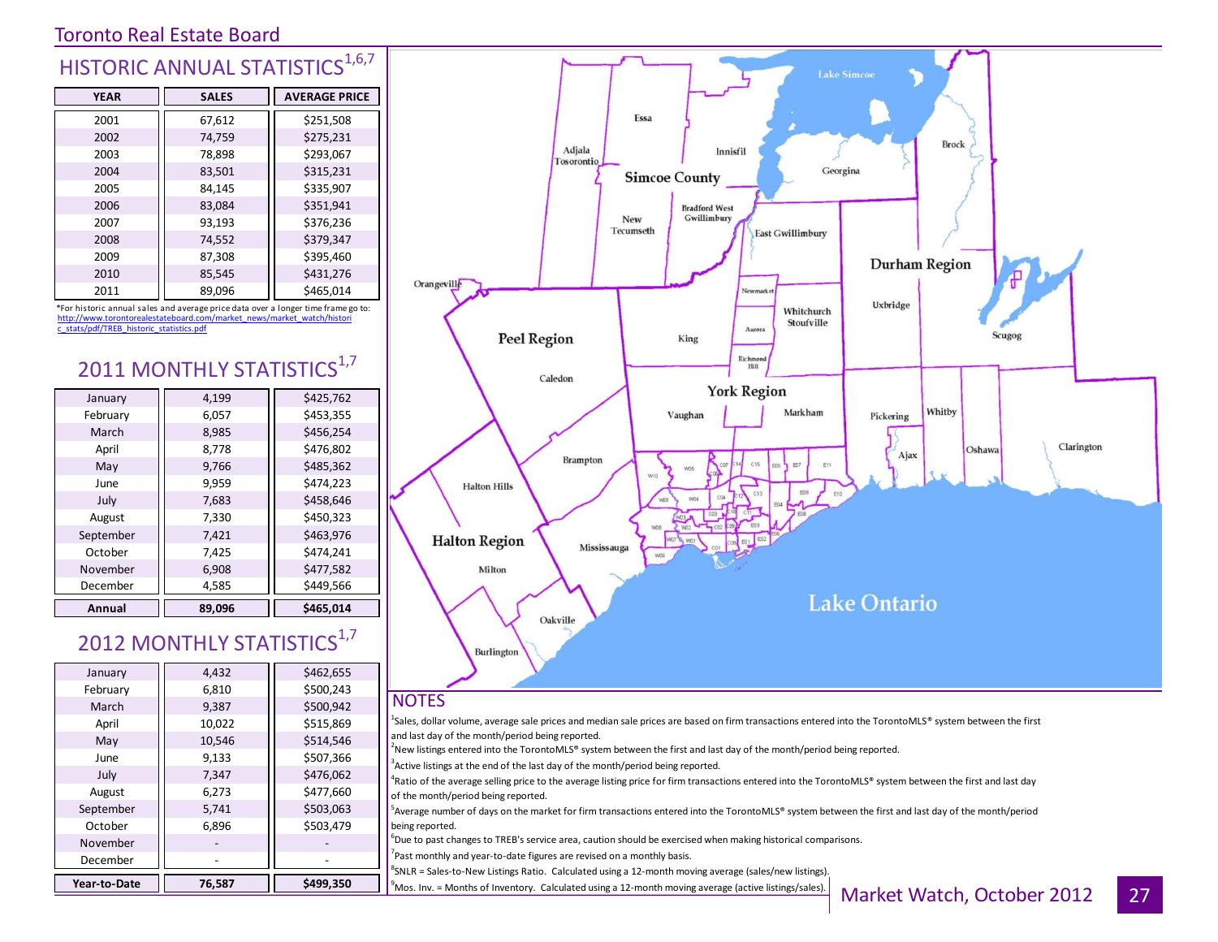Toronto Real Estate Board

## HISTORIC ANNUAL STATISTICS[1,6,7]

| YEAR | SALES | AVERAGE PRICE |
|---|---|---|
| 2001 | 67,612 | $251,508 |
| 2002 | 74,759 | $275,231 |
| 2003 | 78,898 | $293,067 |
| 2004 | 83,501 | $315,231 |
| 2005 | 84,145 | $335,907 |
| 2006 | 83,084 | $351,941 |
| 2007 | 93,193 | $376,236 |
| 2008 | 74,552 | $379,347 |
| 2009 | 87,308 | $395,460 |
| 2010 | 85,545 | $431,276 |
| 2011 | 89,096 | $465,014 |

*For historic annual sales and average price data over a longer time frame go to: http://www.torontorealestateboard.com/market_news/market_watch/historic_stats/pdf/TREB_historic_statistics.pdf

## 2011 MONTHLY STATISTICS[1,7]

| | | |
|---|---|---|
| January | 4,199 | $425,762 |
| February | 6,057 | $453,355 |
| March | 8,985 | $456,254 |
| April | 8,778 | $476,802 |
| May | 9,766 | $485,362 |
| June | 9,959 | $474,223 |
| July | 7,683 | $458,646 |
| August | 7,330 | $450,323 |
| September | 7,421 | $463,976 |
| October | 7,425 | $474,241 |
| November | 6,908 | $477,582 |
| December | 4,585 | $449,566 |
| **Annual** | **89,096** | **$465,014** |

## 2012 MONTHLY STATISTICS[1,7]

| | | |
|---|---|---|
| January | 4,432 | $462,655 |
| February | 6,810 | $500,243 |
| March | 9,387 | $500,942 |
| April | 10,022 | $515,869 |
| May | 10,546 | $514,546 |
| June | 9,133 | $507,366 |
| July | 7,347 | $476,062 |
| August | 6,273 | $477,660 |
| September | 5,741 | $503,063 |
| October | 6,896 | $503,479 |
| November | - | - |
| December | - | - |
| **Year-to-Date** | **76,587** | **$499,350** |

Lake Simcoe
Essa
Adjala Tosorontio
Innisfil
Brock
Simcoe County
Georgina
Bradford West Gwillimbury
New Tecumseth
East Gwillimbury
Durham Region
Orangeville
Newmarket
Uxbridge
Whitchurch Stoufville
Aurora
Peel Region
King
Scugog
Richmond Hill
Caledon
York Region
Vaughan
Markham
Pickering
Whitby
Ajax
Oshawa
Clarington
Brampton
Halton Hills
Halton Region
Mississauga
Milton
Lake Ontario
Oakville
Burlington

## NOTES

[1]Sales, dollar volume, average sale prices and median sale prices are based on firm transactions entered into the TorontoMLS® system between the first and last day of the month/period being reported.

[2]New listings entered into the TorontoMLS® system between the first and last day of the month/period being reported.

[3]Active listings at the end of the last day of the month/period being reported.

[4]Ratio of the average selling price to the average listing price for firm transactions entered into the TorontoMLS® system between the first and last day of the month/period being reported.

[5]Average number of days on the market for firm transactions entered into the TorontoMLS® system between the first and last day of the month/period being reported.

[6]Due to past changes to TREB's service area, caution should be exercised when making historical comparisons.

[7]Past monthly and year-to-date figures are revised on a monthly basis.

[8]SNLR = Sales-to-New Listings Ratio. Calculated using a 12-month moving average (sales/new listings).

[9]Mos. Inv. = Months of Inventory. Calculated using a 12-month moving average (active listings/sales).

Market Watch, October 2012